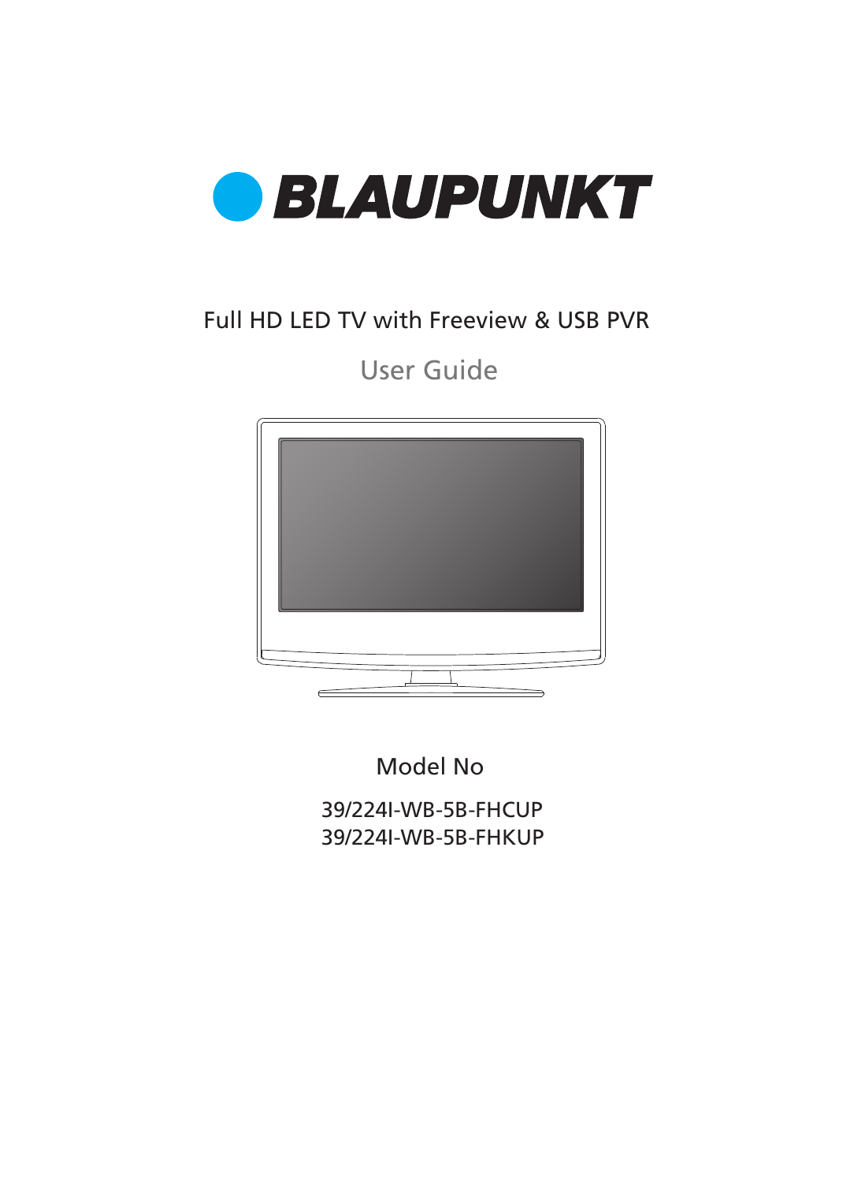# BLAUPUNKT

Full HD LED TV with Freeview & USB PVR

## User Guide

Model No

39/224I-WB-5B-FHCUP
39/224I-WB-5B-FHKUP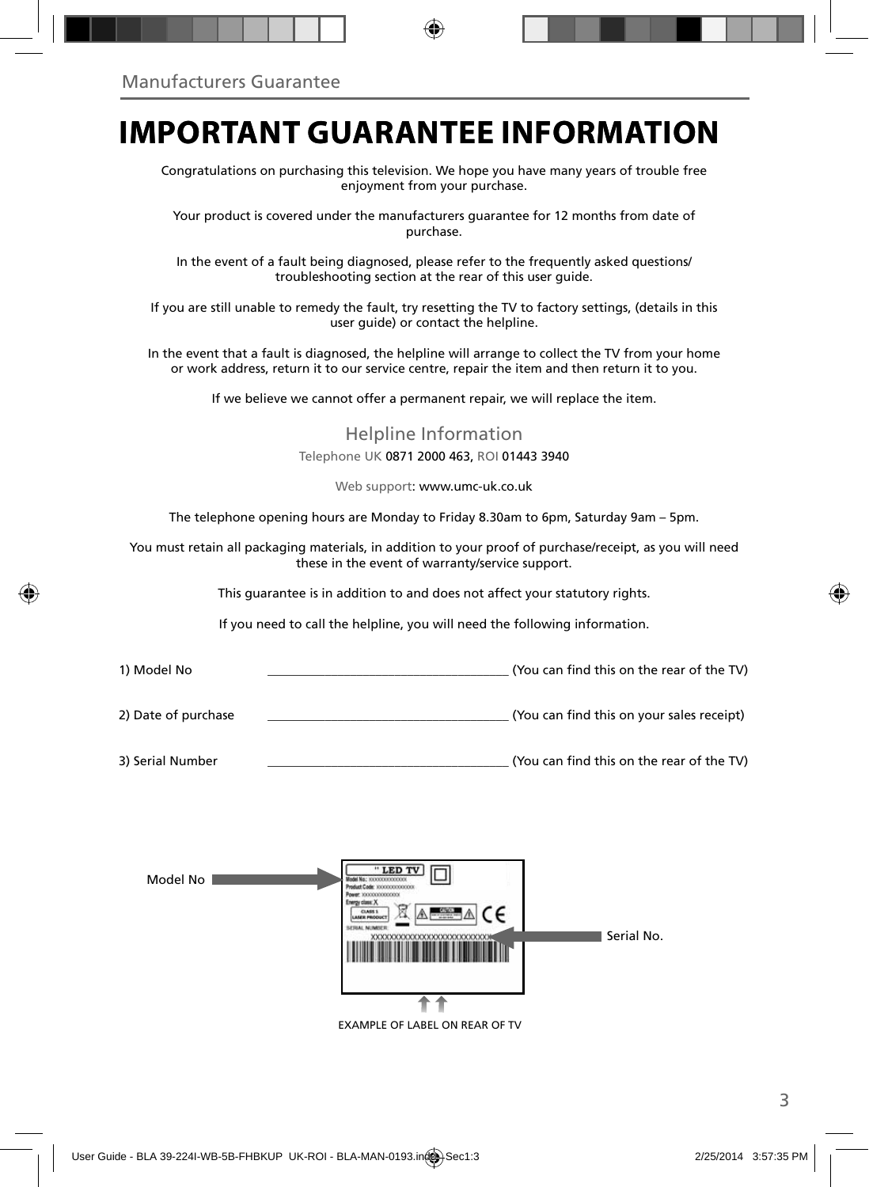## Manufacturers Guarantee

# IMPORTANT GUARANTEE INFORMATION

Congratulations on purchasing this television. We hope you have many years of trouble free enjoyment from your purchase.

Your product is covered under the manufacturers guarantee for 12 months from date of purchase.

In the event of a fault being diagnosed, please refer to the frequently asked questions/ troubleshooting section at the rear of this user guide.

If you are still unable to remedy the fault, try resetting the TV to factory settings, (details in this user guide) or contact the helpline.

In the event that a fault is diagnosed, the helpline will arrange to collect the TV from your home or work address, return it to our service centre, repair the item and then return it to you.

If we believe we cannot offer a permanent repair, we will replace the item.

### Helpline Information

Telephone UK 0871 2000 463, ROI 01443 3940

Web support: www.umc-uk.co.uk

The telephone opening hours are Monday to Friday 8.30am to 6pm, Saturday 9am – 5pm.

You must retain all packaging materials, in addition to your proof of purchase/receipt, as you will need these in the event of warranty/service support.

This guarantee is in addition to and does not affect your statutory rights.

If you need to call the helpline, you will need the following information.

1) Model No ______________________________ (You can find this on the rear of the TV)

2) Date of purchase ______________________________ (You can find this on your sales receipt)

3) Serial Number ______________________________ (You can find this on the rear of the TV)

Model No

Serial No.

EXAMPLE OF LABEL ON REAR OF TV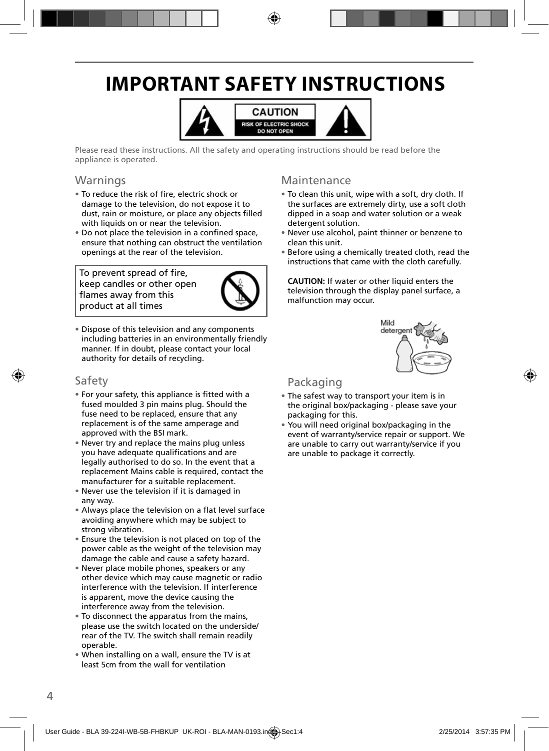# IMPORTANT SAFETY INSTRUCTIONS

**CAUTION**
RISK OF ELECTRIC SHOCK
DO NOT OPEN

Please read these instructions. All the safety and operating instructions should be read before the appliance is operated.

## Warnings

- To reduce the risk of fire, electric shock or damage to the television, do not expose it to dust, rain or moisture, or place any objects filled with liquids on or near the television.
- Do not place the television in a confined space, ensure that nothing can obstruct the ventilation openings at the rear of the television.

To prevent spread of fire, keep candles or other open flames away from this product at all times

- Dispose of this television and any components including batteries in an environmentally friendly manner. If in doubt, please contact your local authority for details of recycling.

## Safety

- For your safety, this appliance is fitted with a fused moulded 3 pin mains plug. Should the fuse need to be replaced, ensure that any replacement is of the same amperage and approved with the BSI mark.
- Never try and replace the mains plug unless you have adequate qualifications and are legally authorised to do so. In the event that a replacement Mains cable is required, contact the manufacturer for a suitable replacement.
- Never use the television if it is damaged in any way.
- Always place the television on a flat level surface avoiding anywhere which may be subject to strong vibration.
- Ensure the television is not placed on top of the power cable as the weight of the television may damage the cable and cause a safety hazard.
- Never place mobile phones, speakers or any other device which may cause magnetic or radio interference with the television. If interference is apparent, move the device causing the interference away from the television.
- To disconnect the apparatus from the mains, please use the switch located on the underside/ rear of the TV. The switch shall remain readily operable.
- When installing on a wall, ensure the TV is at least 5cm from the wall for ventilation

## Maintenance

- To clean this unit, wipe with a soft, dry cloth. If the surfaces are extremely dirty, use a soft cloth dipped in a soap and water solution or a weak detergent solution.
- Never use alcohol, paint thinner or benzene to clean this unit.
- Before using a chemically treated cloth, read the instructions that came with the cloth carefully.

**CAUTION:** If water or other liquid enters the television through the display panel surface, a malfunction may occur.

Mild detergent

## Packaging

- The safest way to transport your item is in the original box/packaging - please save your packaging for this.
- You will need original box/packaging in the event of warranty/service repair or support. We are unable to carry out warranty/service if you are unable to package it correctly.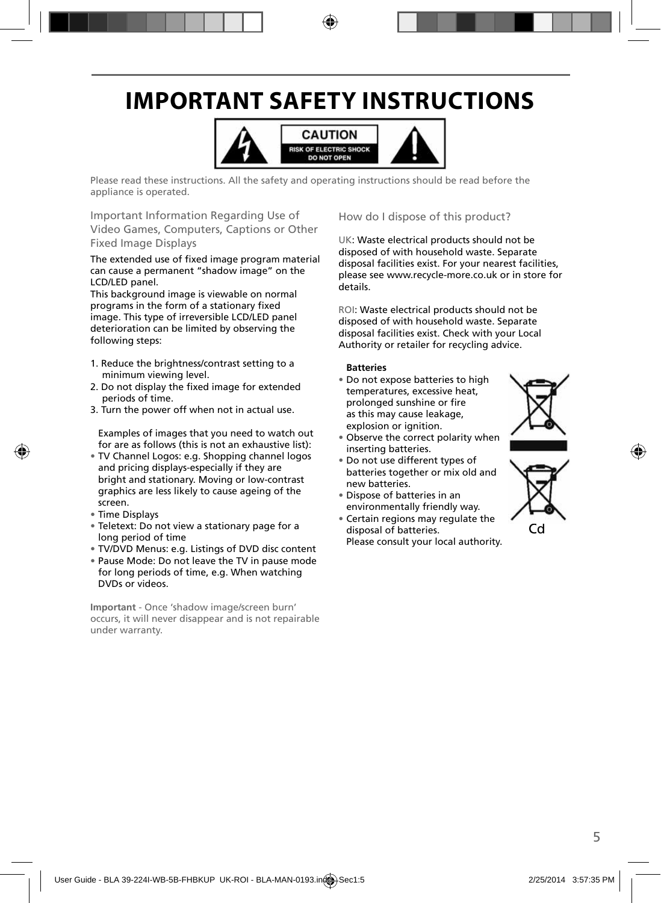# IMPORTANT SAFETY INSTRUCTIONS

CAUTION
RISK OF ELECTRIC SHOCK
DO NOT OPEN

Please read these instructions. All the safety and operating instructions should be read before the appliance is operated.

## Important Information Regarding Use of Video Games, Computers, Captions or Other Fixed Image Displays

The extended use of fixed image program material can cause a permanent "shadow image" on the LCD/LED panel.
This background image is viewable on normal programs in the form of a stationary fixed image. This type of irreversible LCD/LED panel deterioration can be limited by observing the following steps:

1. Reduce the brightness/contrast setting to a minimum viewing level.
2. Do not display the fixed image for extended periods of time.
3. Turn the power off when not in actual use.

Examples of images that you need to watch out for are as follows (this is not an exhaustive list):

- TV Channel Logos: e.g. Shopping channel logos and pricing displays-especially if they are bright and stationary. Moving or low-contrast graphics are less likely to cause ageing of the screen.
- Time Displays
- Teletext: Do not view a stationary page for a long period of time
- TV/DVD Menus: e.g. Listings of DVD disc content
- Pause Mode: Do not leave the TV in pause mode for long periods of time, e.g. When watching DVDs or videos.

**Important** - Once 'shadow image/screen burn' occurs, it will never disappear and is not repairable under warranty.

## How do I dispose of this product?

UK: Waste electrical products should not be disposed of with household waste. Separate disposal facilities exist. For your nearest facilities, please see www.recycle-more.co.uk or in store for details.

ROI: Waste electrical products should not be disposed of with household waste. Separate disposal facilities exist. Check with your Local Authority or retailer for recycling advice.

**Batteries**

- Do not expose batteries to high temperatures, excessive heat, prolonged sunshine or fire as this may cause leakage, explosion or ignition.
- Observe the correct polarity when inserting batteries.
- Do not use different types of batteries together or mix old and new batteries.
- Dispose of batteries in an environmentally friendly way.
- Certain regions may regulate the disposal of batteries. Please consult your local authority.

Cd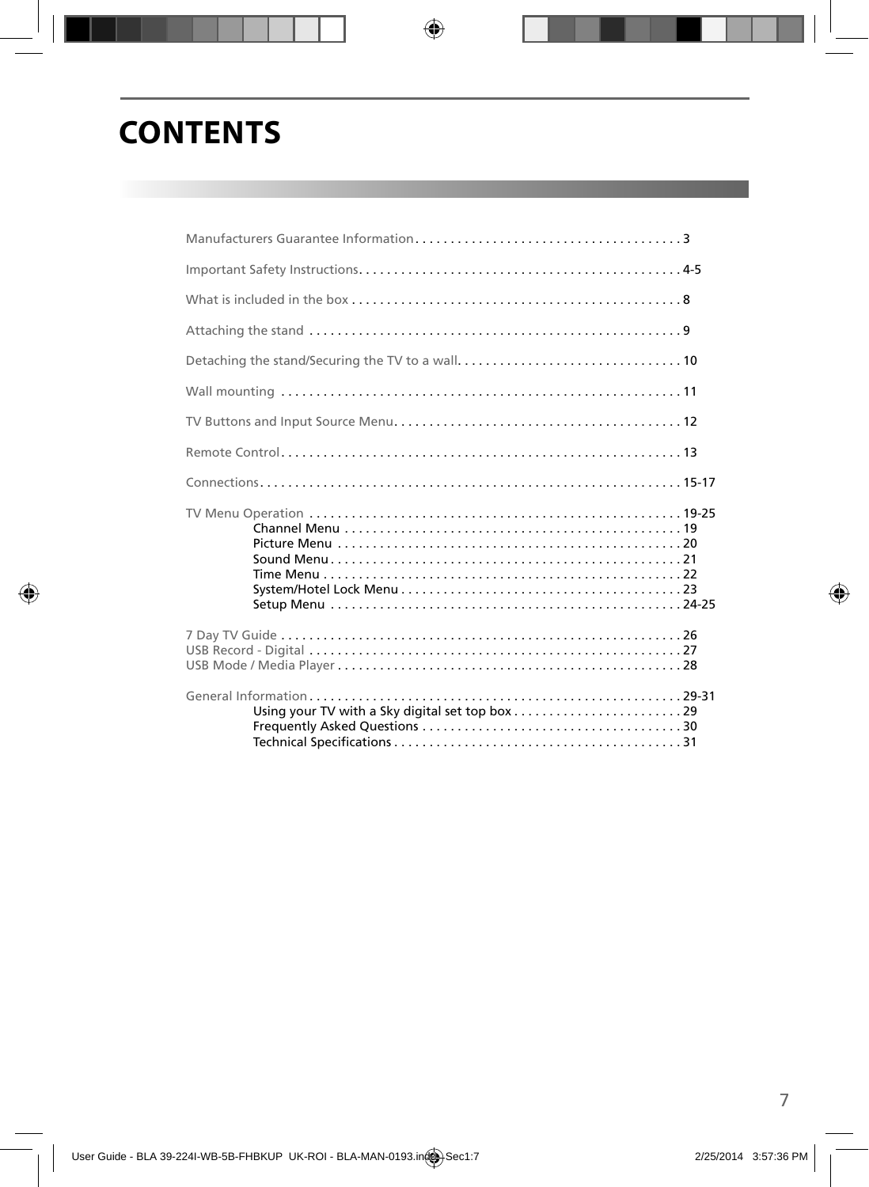# CONTENTS

Manufacturers Guarantee Information . . . . . . . . . . . . . . . . . . . . . . . . . . . . . . . . . . . . . . 3

Important Safety Instructions . . . . . . . . . . . . . . . . . . . . . . . . . . . . . . . . . . . . . . . . . . . . . 4-5

What is included in the box . . . . . . . . . . . . . . . . . . . . . . . . . . . . . . . . . . . . . . . . . . . . . . . 8

Attaching the stand . . . . . . . . . . . . . . . . . . . . . . . . . . . . . . . . . . . . . . . . . . . . . . . . . . . . . 9

Detaching the stand/Securing the TV to a wall . . . . . . . . . . . . . . . . . . . . . . . . . . . . . . . . 10

Wall mounting . . . . . . . . . . . . . . . . . . . . . . . . . . . . . . . . . . . . . . . . . . . . . . . . . . . . . . . . . 11

TV Buttons and Input Source Menu . . . . . . . . . . . . . . . . . . . . . . . . . . . . . . . . . . . . . . . . . 12

Remote Control . . . . . . . . . . . . . . . . . . . . . . . . . . . . . . . . . . . . . . . . . . . . . . . . . . . . . . . . . 13

Connections . . . . . . . . . . . . . . . . . . . . . . . . . . . . . . . . . . . . . . . . . . . . . . . . . . . . . . . . . . . . 15-17

TV Menu Operation . . . . . . . . . . . . . . . . . . . . . . . . . . . . . . . . . . . . . . . . . . . . . . . . . . . . . 19-25
- Channel Menu . . . . . . . . . . . . . . . . . . . . . . . . . . . . . . . . . . . . . . . . . . . . . . . . 19
- Picture Menu . . . . . . . . . . . . . . . . . . . . . . . . . . . . . . . . . . . . . . . . . . . . . . . . . 20
- Sound Menu . . . . . . . . . . . . . . . . . . . . . . . . . . . . . . . . . . . . . . . . . . . . . . . . . . 21
- Time Menu . . . . . . . . . . . . . . . . . . . . . . . . . . . . . . . . . . . . . . . . . . . . . . . . . . . 22
- System/Hotel Lock Menu . . . . . . . . . . . . . . . . . . . . . . . . . . . . . . . . . . . . . . . . 23
- Setup Menu . . . . . . . . . . . . . . . . . . . . . . . . . . . . . . . . . . . . . . . . . . . . . . . . . . 24-25

7 Day TV Guide . . . . . . . . . . . . . . . . . . . . . . . . . . . . . . . . . . . . . . . . . . . . . . . . . . . . . . . . 26
USB Record - Digital . . . . . . . . . . . . . . . . . . . . . . . . . . . . . . . . . . . . . . . . . . . . . . . . . . . . 27
USB Mode / Media Player . . . . . . . . . . . . . . . . . . . . . . . . . . . . . . . . . . . . . . . . . . . . . . . . 28

General Information . . . . . . . . . . . . . . . . . . . . . . . . . . . . . . . . . . . . . . . . . . . . . . . . . . . . 29-31
- Using your TV with a Sky digital set top box . . . . . . . . . . . . . . . . . . . . . . . . 29
- Frequently Asked Questions . . . . . . . . . . . . . . . . . . . . . . . . . . . . . . . . . . . . . 30
- Technical Specifications . . . . . . . . . . . . . . . . . . . . . . . . . . . . . . . . . . . . . . . . . 31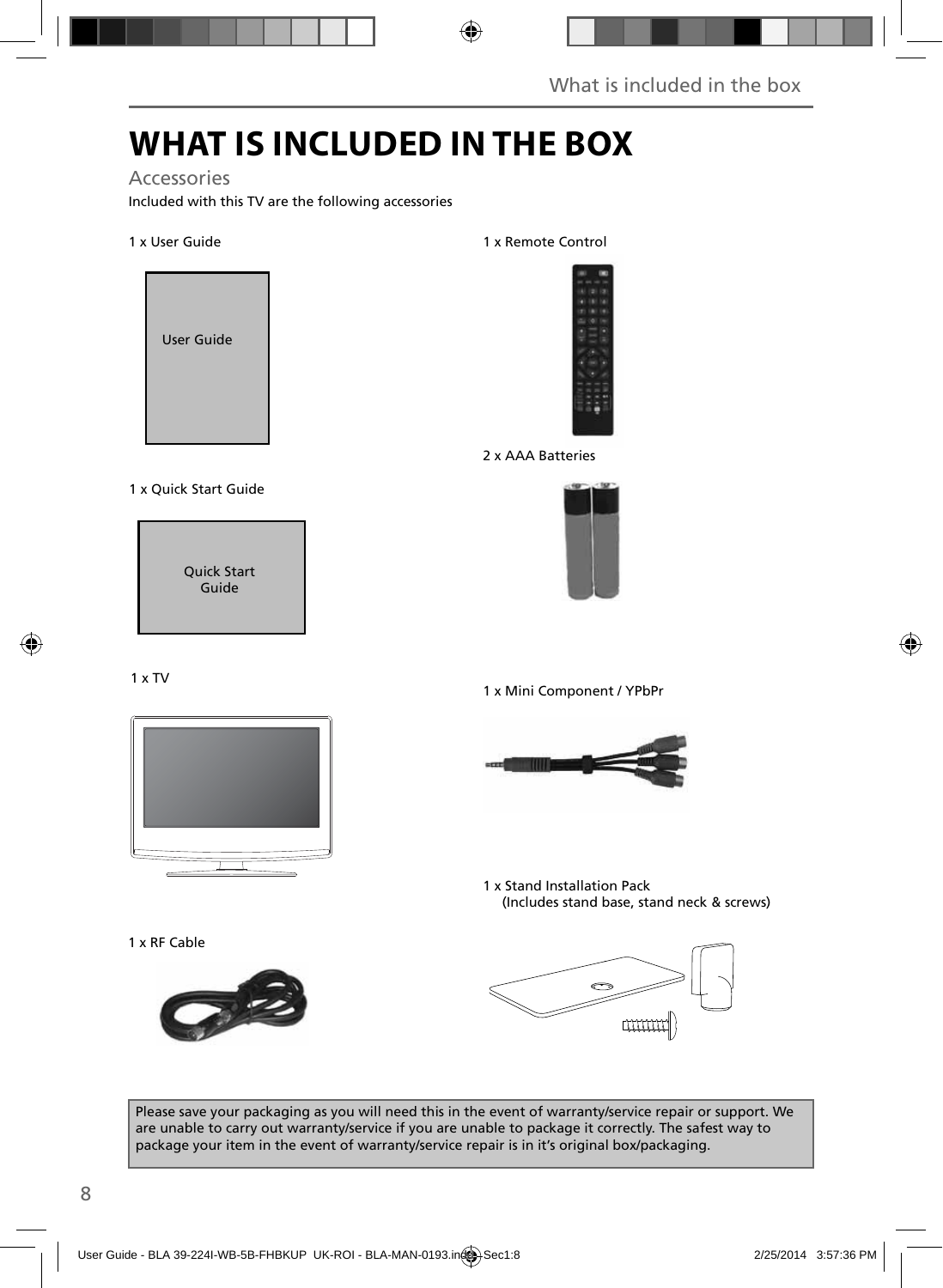# WHAT IS INCLUDED IN THE BOX

## Accessories

Included with this TV are the following accessories

1 x User Guide

User Guide

1 x Quick Start Guide

Quick Start Guide

1 x TV

1 x RF Cable

1 x Remote Control

2 x AAA Batteries

1 x Mini Component / YPbPr

1 x Stand Installation Pack
(Includes stand base, stand neck & screws)

Please save your packaging as you will need this in the event of warranty/service repair or support. We are unable to carry out warranty/service if you are unable to package it correctly. The safest way to package your item in the event of warranty/service repair is in it's original box/packaging.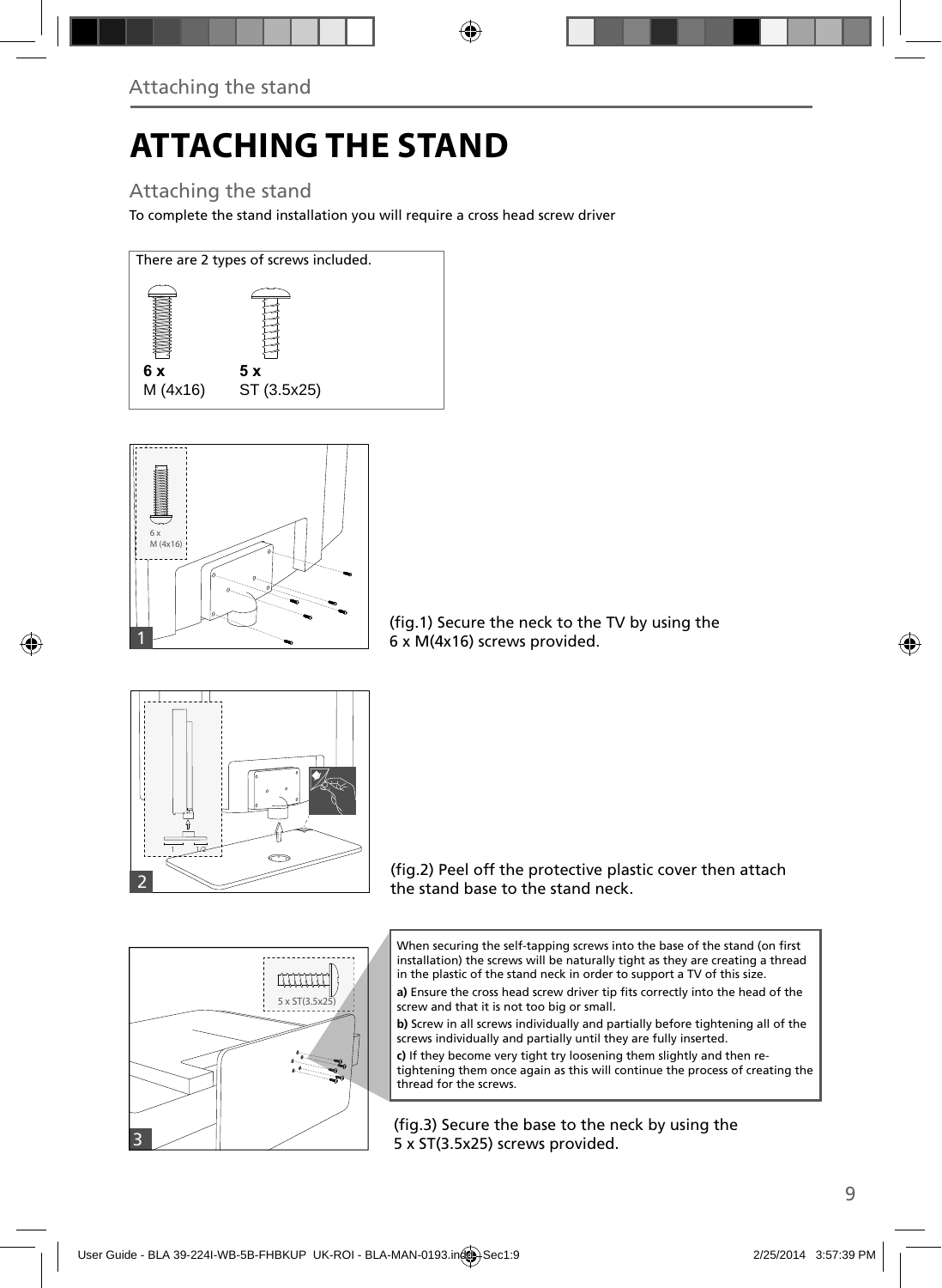# ATTACHING THE STAND

## Attaching the stand

To complete the stand installation you will require a cross head screw driver

There are 2 types of screws included.

**6 x**
M (4x16)

**5 x**
ST (3.5x25)

(fig.1) Secure the neck to the TV by using the 6 x M(4x16) screws provided.

(fig.2) Peel off the protective plastic cover then attach the stand base to the stand neck.

When securing the self-tapping screws into the base of the stand (on first installation) the screws will be naturally tight as they are creating a thread in the plastic of the stand neck in order to support a TV of this size.

**a)** Ensure the cross head screw driver tip fits correctly into the head of the screw and that it is not too big or small.

**b)** Screw in all screws individually and partially before tightening all of the screws individually and partially until they are fully inserted.

**c)** If they become very tight try loosening them slightly and then re-tightening them once again as this will continue the process of creating the thread for the screws.

(fig.3) Secure the base to the neck by using the 5 x ST(3.5x25) screws provided.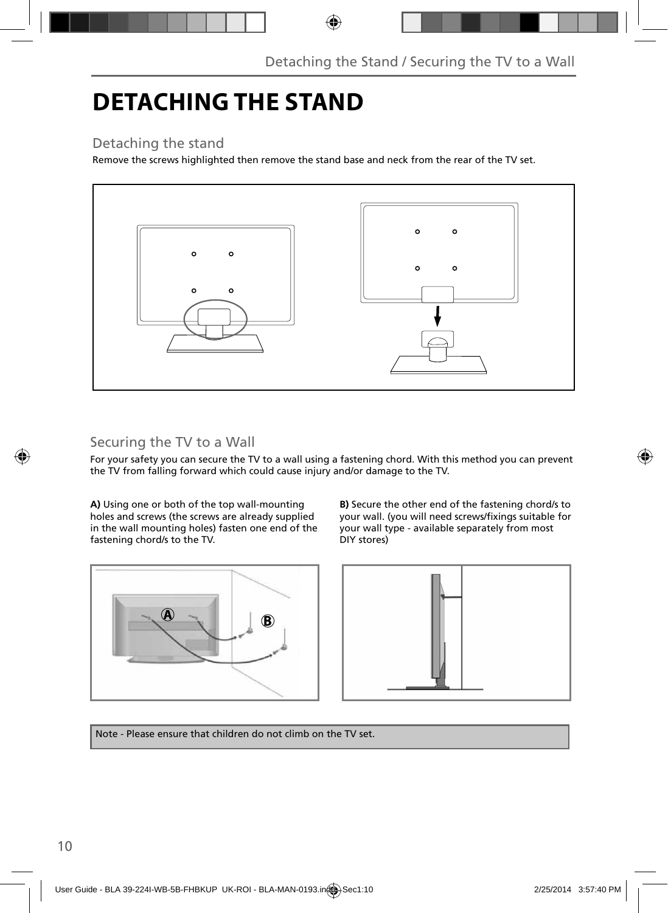# DETACHING THE STAND

## Detaching the stand

Remove the screws highlighted then remove the stand base and neck from the rear of the TV set.

## Securing the TV to a Wall

For your safety you can secure the TV to a wall using a fastening chord. With this method you can prevent the TV from falling forward which could cause injury and/or damage to the TV.

**A)** Using one or both of the top wall-mounting holes and screws (the screws are already supplied in the wall mounting holes) fasten one end of the fastening chord/s to the TV.

**B)** Secure the other end of the fastening chord/s to your wall. (you will need screws/fixings suitable for your wall type - available separately from most DIY stores)

Note - Please ensure that children do not climb on the TV set.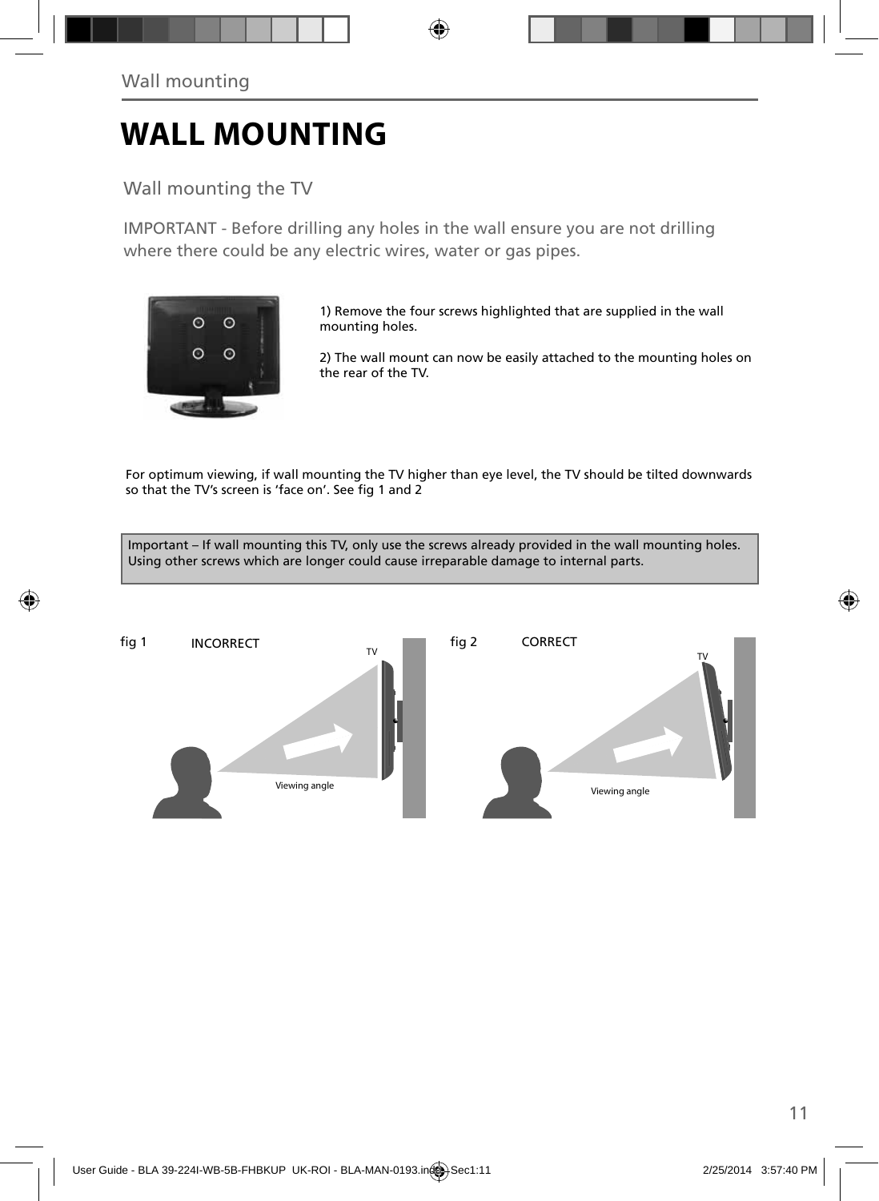# WALL MOUNTING

## Wall mounting the TV

IMPORTANT - Before drilling any holes in the wall ensure you are not drilling where there could be any electric wires, water or gas pipes.

1) Remove the four screws highlighted that are supplied in the wall mounting holes.

2) The wall mount can now be easily attached to the mounting holes on the rear of the TV.

For optimum viewing, if wall mounting the TV higher than eye level, the TV should be tilted downwards so that the TV's screen is 'face on'. See fig 1 and 2

> Important – If wall mounting this TV, only use the screws already provided in the wall mounting holes. Using other screws which are longer could cause irreparable damage to internal parts.

fig 1 INCORRECT

fig 2 CORRECT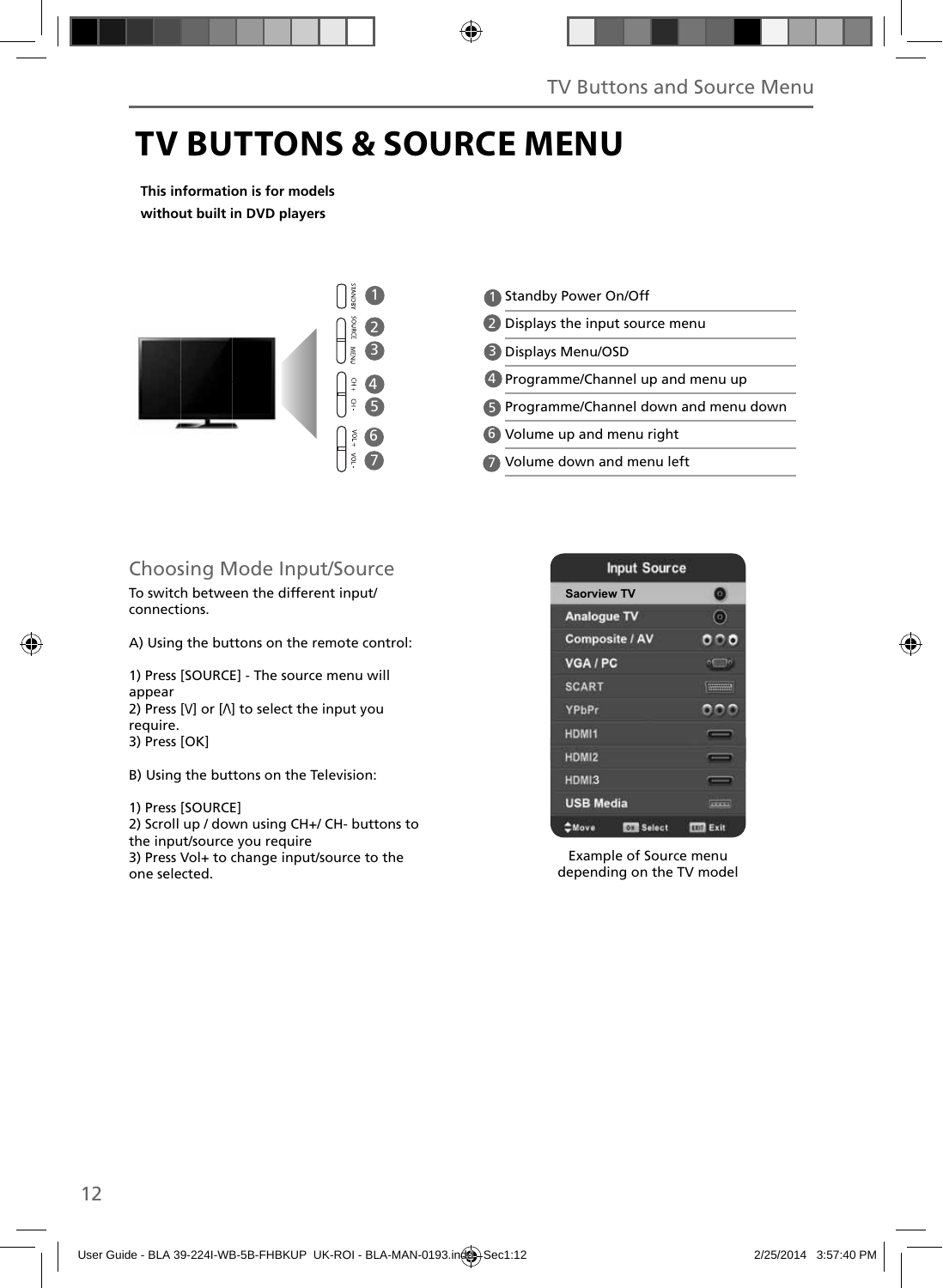# TV BUTTONS & SOURCE MENU

**This information is for models without built in DVD players**

1. Standby Power On/Off
2. Displays the input source menu
3. Displays Menu/OSD
4. Programme/Channel up and menu up
5. Programme/Channel down and menu down
6. Volume up and menu right
7. Volume down and menu left

## Choosing Mode Input/Source

To switch between the different input/connections.

A) Using the buttons on the remote control:

1) Press [SOURCE] - The source menu will appear
2) Press [V] or [Λ] to select the input you require.
3) Press [OK]

B) Using the buttons on the Television:

1) Press [SOURCE]
2) Scroll up / down using CH+/ CH- buttons to the input/source you require
3) Press Vol+ to change input/source to the one selected.

| Input Source |
|---|
| Saorview TV |
| Analogue TV |
| Composite / AV |
| VGA / PC |
| SCART |
| YPbPr |
| HDMI1 |
| HDMI2 |
| HDMI3 |
| USB Media |
| Move · OK Select · EXIT Exit |

Example of Source menu depending on the TV model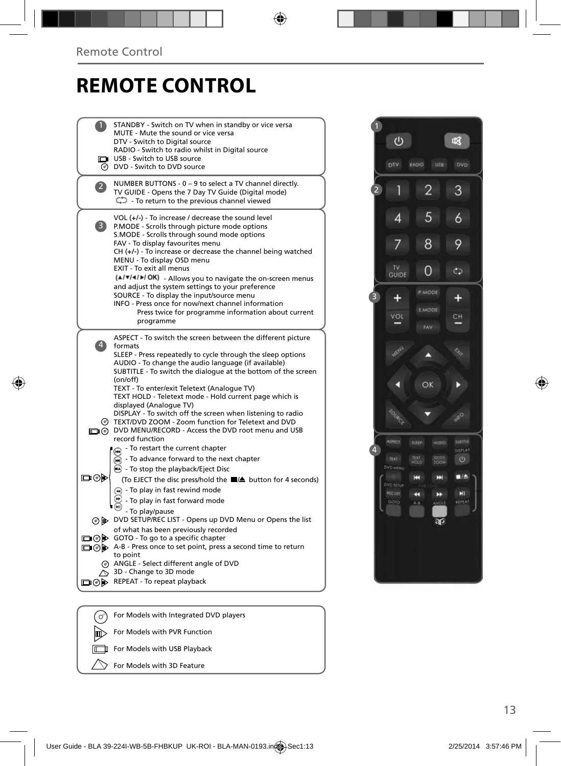# REMOTE CONTROL

**1**

STANDBY - Switch on TV when in standby or vice versa
MUTE - Mute the sound or vice versa
DTV - Switch to Digital source
RADIO - Switch to radio whilst in Digital source
USB - Switch to USB source
DVD - Switch to DVD source

**2**

NUMBER BUTTONS - 0 – 9 to select a TV channel directly.
TV GUIDE - Opens the 7 Day TV Guide (Digital mode)
- To return to the previous channel viewed

**3**

VOL (+/-) - To increase / decrease the sound level
P.MODE - Scrolls through picture mode options
S.MODE - Scrolls through sound mode options
FAV - To display favourites menu
CH (+/-) - To increase or decrease the channel being watched
MENU - To display OSD menu
EXIT - To exit all menus
(▲/▼/◄/►/ OK) - Allows you to navigate the on-screen menus and adjust the system settings to your preference
SOURCE - To display the input/source menu
INFO - Press once for now/next channel information
Press twice for programme information about current programme

**4**

ASPECT - To switch the screen between the different picture formats
SLEEP - Press repeatedly to cycle through the sleep options
AUDIO - To change the audio language (if available)
SUBTITLE - To switch the dialogue at the bottom of the screen (on/off)
TEXT - To enter/exit Teletext (Analogue TV)
TEXT HOLD - Teletext mode - Hold current page which is displayed (Analogue TV)
DISPLAY - To switch off the screen when listening to radio
TEXT/DVD ZOOM - Zoom function for Teletext and DVD
DVD MENU/RECORD - Access the DVD root menu and USB record function
- To restart the current chapter
- To advance forward to the next chapter
- To stop the playback/Eject Disc
(To EJECT the disc press/hold the ■/▲ button for 4 seconds)
- To play in fast rewind mode
- To play in fast forward mode
- To play/pause
DVD SETUP/REC LIST - Opens up DVD Menu or Opens the list of what has been previously recorded
GOTO - To go to a specific chapter
A-B - Press once to set point, press a second time to return to point
ANGLE - Select different angle of DVD
3D - Change to 3D mode
REPEAT - To repeat playback

For Models with Integrated DVD players
For Models with PVR Function
For Models with USB Playback
For Models with 3D Feature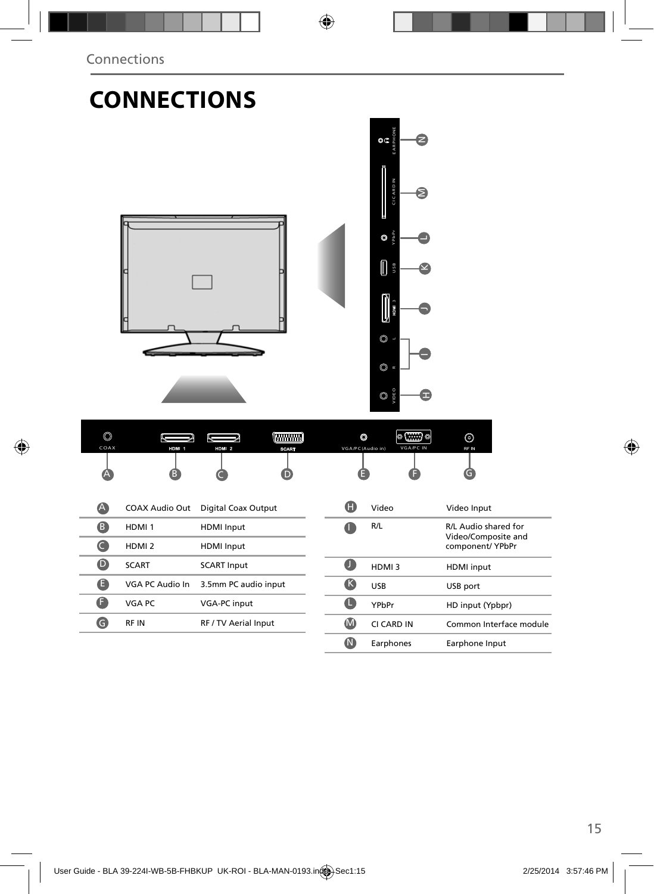# CONNECTIONS

| | | |
|---|---|---|
| A | COAX Audio Out | Digital Coax Output |
| B | HDMI 1 | HDMI Input |
| C | HDMI 2 | HDMI Input |
| D | SCART | SCART Input |
| E | VGA PC Audio In | 3.5mm PC audio input |
| F | VGA PC | VGA-PC input |
| G | RF IN | RF / TV Aerial Input |

| | | |
|---|---|---|
| H | Video | Video Input |
| I | R/L | R/L Audio shared for Video/Composite and component/ YPbPr |
| J | HDMI 3 | HDMI input |
| K | USB | USB port |
| L | YPbPr | HD input (Ypbpr) |
| M | CI CARD IN | Common Interface module |
| N | Earphones | Earphone Input |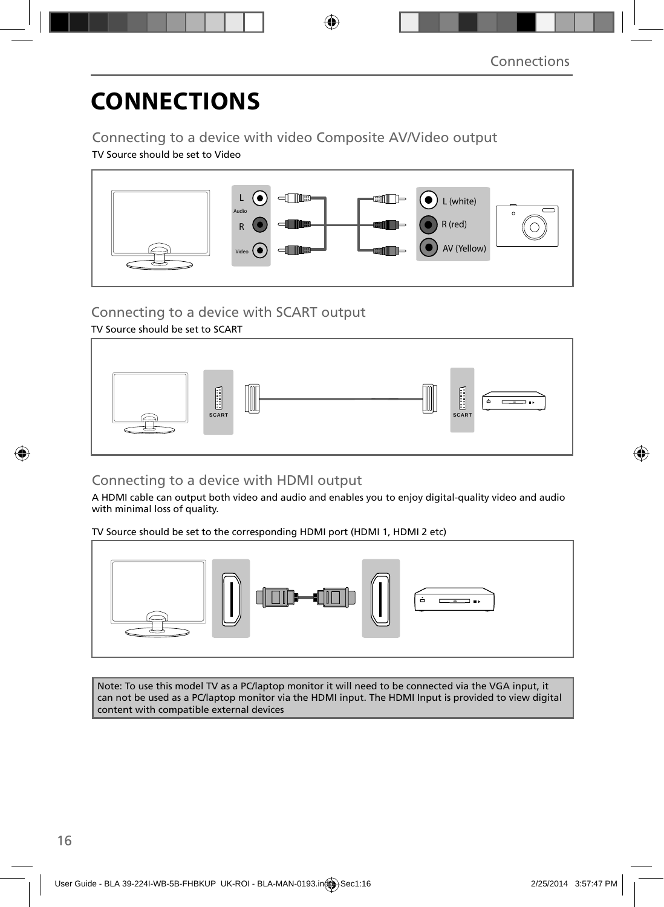# CONNECTIONS

## Connecting to a device with video Composite AV/Video output

TV Source should be set to Video

L
Audio
R
Video

L (white)
R (red)
AV (Yellow)

## Connecting to a device with SCART output

TV Source should be set to SCART

SCART
SCART

## Connecting to a device with HDMI output

A HDMI cable can output both video and audio and enables you to enjoy digital-quality video and audio with minimal loss of quality.

TV Source should be set to the corresponding HDMI port (HDMI 1, HDMI 2 etc)

Note: To use this model TV as a PC/laptop monitor it will need to be connected via the VGA input, it can not be used as a PC/laptop monitor via the HDMI input. The HDMI Input is provided to view digital content with compatible external devices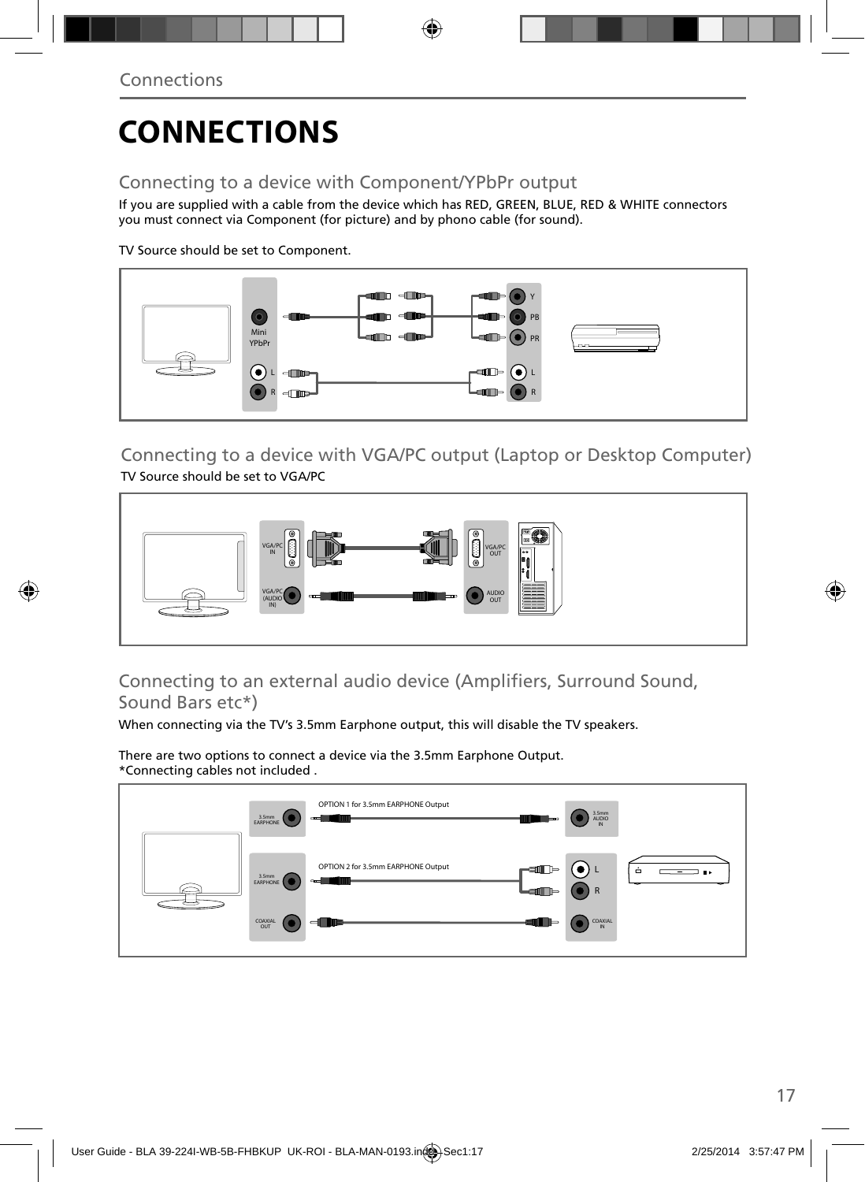# CONNECTIONS

## Connecting to a device with Component/YPbPr output

If you are supplied with a cable from the device which has RED, GREEN, BLUE, RED & WHITE connectors you must connect via Component (for picture) and by phono cable (for sound).

TV Source should be set to Component.

Mini YPbPr

L

R

Y

PB

PR

L

R

## Connecting to a device with VGA/PC output (Laptop or Desktop Computer)

TV Source should be set to VGA/PC

VGA/PC IN

VGA/PC (AUDIO IN)

VGA/PC OUT

AUDIO OUT

## Connecting to an external audio device (Amplifiers, Surround Sound, Sound Bars etc*)

When connecting via the TV's 3.5mm Earphone output, this will disable the TV speakers.

There are two options to connect a device via the 3.5mm Earphone Output.
*Connecting cables not included .

3.5mm EARPHONE

OPTION 1 for 3.5mm EARPHONE Output

3.5mm AUDIO IN

3.5mm EARPHONE

OPTION 2 for 3.5mm EARPHONE Output

L

R

COAXIAL OUT

COAXIAL IN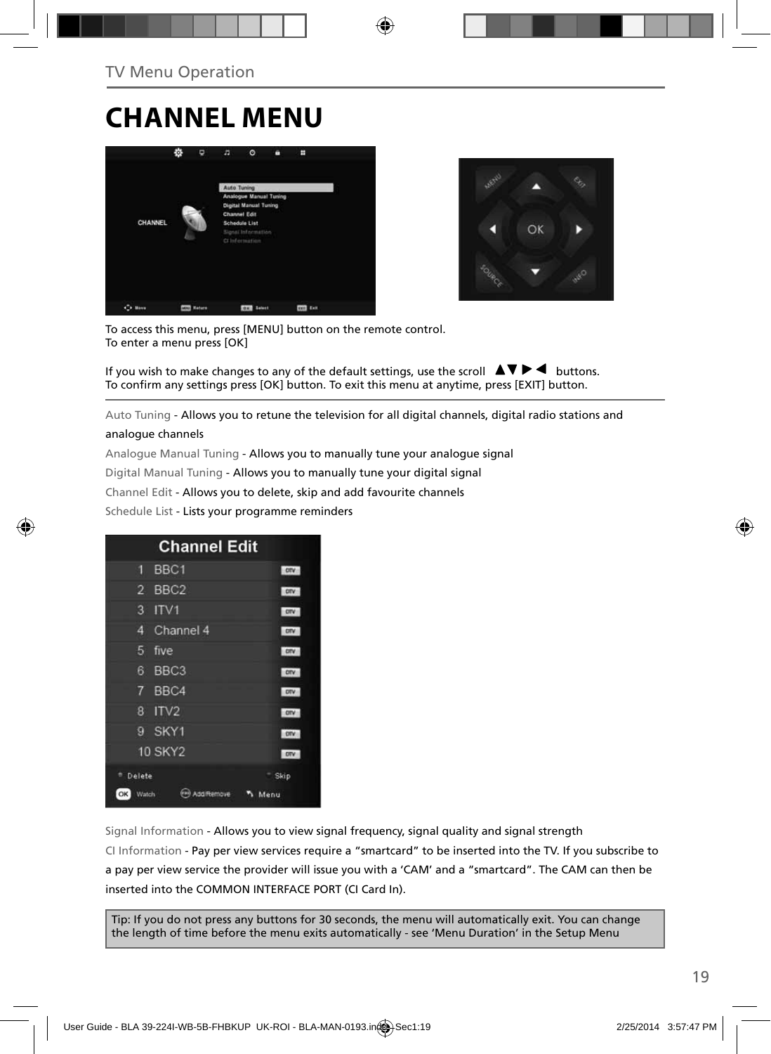# CHANNEL MENU

To access this menu, press [MENU] button on the remote control.
To enter a menu press [OK]

If you wish to make changes to any of the default settings, use the scroll ▲▼ ▶ ◀ buttons.
To confirm any settings press [OK] button. To exit this menu at anytime, press [EXIT] button.

Auto Tuning - Allows you to retune the television for all digital channels, digital radio stations and analogue channels

Analogue Manual Tuning - Allows you to manually tune your analogue signal

Digital Manual Tuning - Allows you to manually tune your digital signal

Channel Edit - Allows you to delete, skip and add favourite channels

Schedule List - Lists your programme reminders

Signal Information - Allows you to view signal frequency, signal quality and signal strength

CI Information - Pay per view services require a "smartcard" to be inserted into the TV. If you subscribe to a pay per view service the provider will issue you with a 'CAM' and a "smartcard". The CAM can then be inserted into the COMMON INTERFACE PORT (CI Card In).

Tip: If you do not press any buttons for 30 seconds, the menu will automatically exit. You can change the length of time before the menu exits automatically - see 'Menu Duration' in the Setup Menu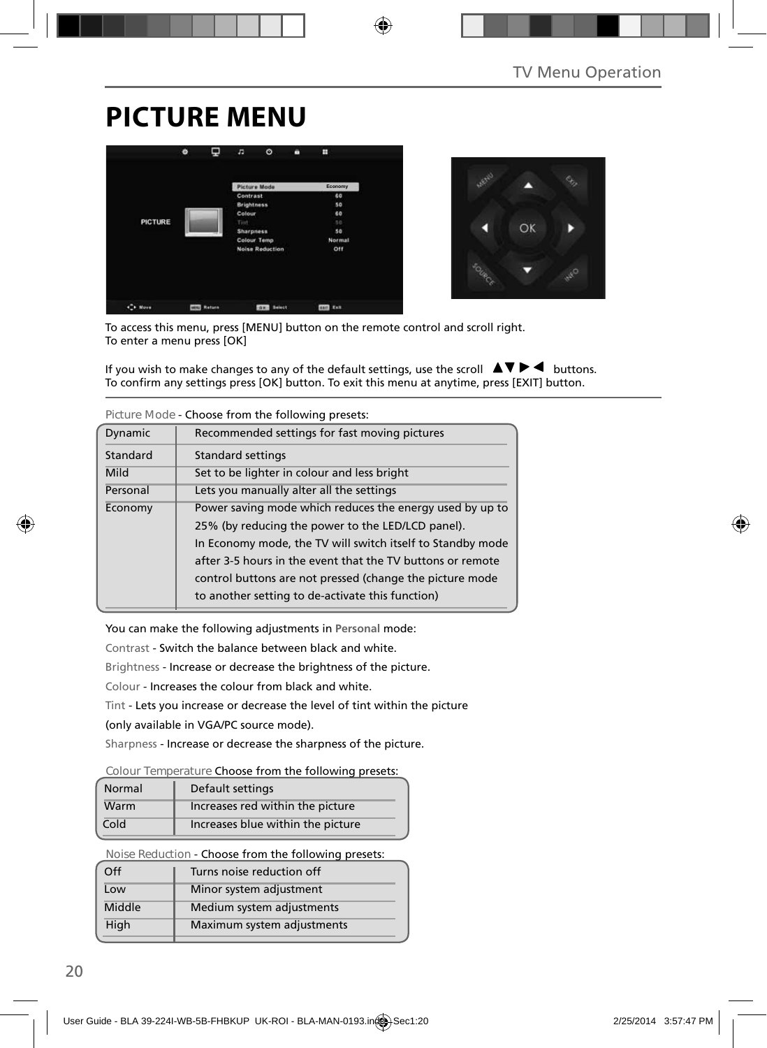# PICTURE MENU

To access this menu, press [MENU] button on the remote control and scroll right.
To enter a menu press [OK]

If you wish to make changes to any of the default settings, use the scroll ▲▼ ▶ ◀ buttons.
To confirm any settings press [OK] button. To exit this menu at anytime, press [EXIT] button.

Picture Mode - Choose from the following presets:

| | |
|---|---|
| Dynamic | Recommended settings for fast moving pictures |
| Standard | Standard settings |
| Mild | Set to be lighter in colour and less bright |
| Personal | Lets you manually alter all the settings |
| Economy | Power saving mode which reduces the energy used by up to 25% (by reducing the power to the LED/LCD panel). In Economy mode, the TV will switch itself to Standby mode after 3-5 hours in the event that the TV buttons or remote control buttons are not pressed (change the picture mode to another setting to de-activate this function) |

You can make the following adjustments in **Personal** mode:

Contrast - Switch the balance between black and white.

Brightness - Increase or decrease the brightness of the picture.

Colour - Increases the colour from black and white.

Tint - Lets you increase or decrease the level of tint within the picture (only available in VGA/PC source mode).

Sharpness - Increase or decrease the sharpness of the picture.

Colour Temperature Choose from the following presets:

| | |
|---|---|
| Normal | Default settings |
| Warm | Increases red within the picture |
| Cold | Increases blue within the picture |

Noise Reduction - Choose from the following presets:

| | |
|---|---|
| Off | Turns noise reduction off |
| Low | Minor system adjustment |
| Middle | Medium system adjustments |
| High | Maximum system adjustments |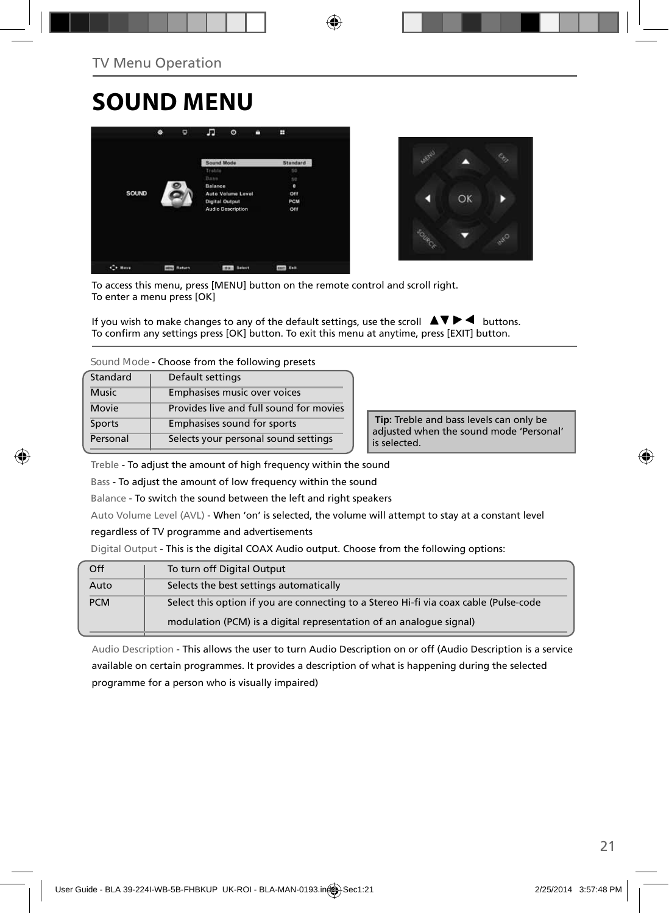TV Menu Operation

# SOUND MENU

To access this menu, press [MENU] button on the remote control and scroll right.
To enter a menu press [OK]

If you wish to make changes to any of the default settings, use the scroll ▲▼▶◀ buttons.
To confirm any settings press [OK] button. To exit this menu at anytime, press [EXIT] button.

Sound Mode - Choose from the following presets

| Standard | Default settings |
|---|---|
| Music | Emphasises music over voices |
| Movie | Provides live and full sound for movies |
| Sports | Emphasises sound for sports |
| Personal | Selects your personal sound settings |

**Tip:** Treble and bass levels can only be adjusted when the sound mode 'Personal' is selected.

Treble - To adjust the amount of high frequency within the sound

Bass - To adjust the amount of low frequency within the sound

Balance - To switch the sound between the left and right speakers

Auto Volume Level (AVL) - When 'on' is selected, the volume will attempt to stay at a constant level regardless of TV programme and advertisements

Digital Output - This is the digital COAX Audio output. Choose from the following options:

| Off | To turn off Digital Output |
|---|---|
| Auto | Selects the best settings automatically |
| PCM | Select this option if you are connecting to a Stereo Hi-fi via coax cable (Pulse-code modulation (PCM) is a digital representation of an analogue signal) |

Audio Description - This allows the user to turn Audio Description on or off (Audio Description is a service available on certain programmes. It provides a description of what is happening during the selected programme for a person who is visually impaired)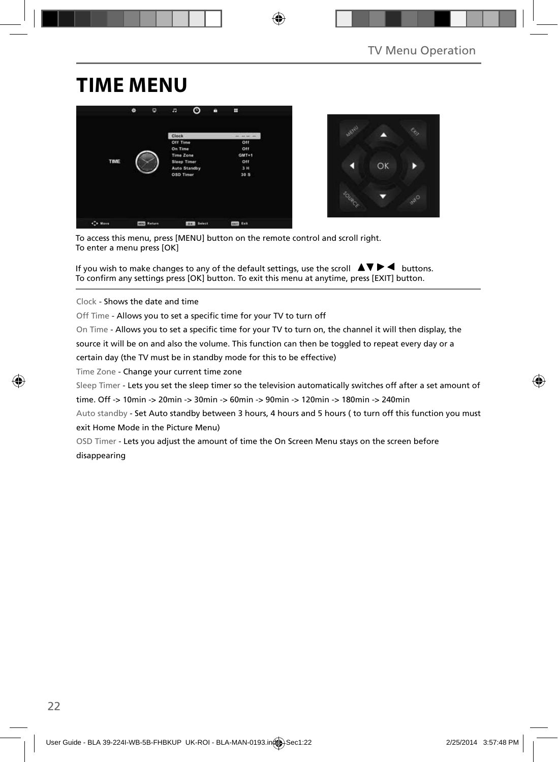# TIME MENU

To access this menu, press [MENU] button on the remote control and scroll right.
To enter a menu press [OK]

If you wish to make changes to any of the default settings, use the scroll ▲▼▶◀ buttons.
To confirm any settings press [OK] button. To exit this menu at anytime, press [EXIT] button.

Clock - Shows the date and time

Off Time - Allows you to set a specific time for your TV to turn off

On Time - Allows you to set a specific time for your TV to turn on, the channel it will then display, the source it will be on and also the volume. This function can then be toggled to repeat every day or a certain day (the TV must be in standby mode for this to be effective)

Time Zone - Change your current time zone

Sleep Timer - Lets you set the sleep timer so the television automatically switches off after a set amount of time. Off -> 10min -> 20min -> 30min -> 60min -> 90min -> 120min -> 180min -> 240min

Auto standby - Set Auto standby between 3 hours, 4 hours and 5 hours ( to turn off this function you must exit Home Mode in the Picture Menu)

OSD Timer - Lets you adjust the amount of time the On Screen Menu stays on the screen before disappearing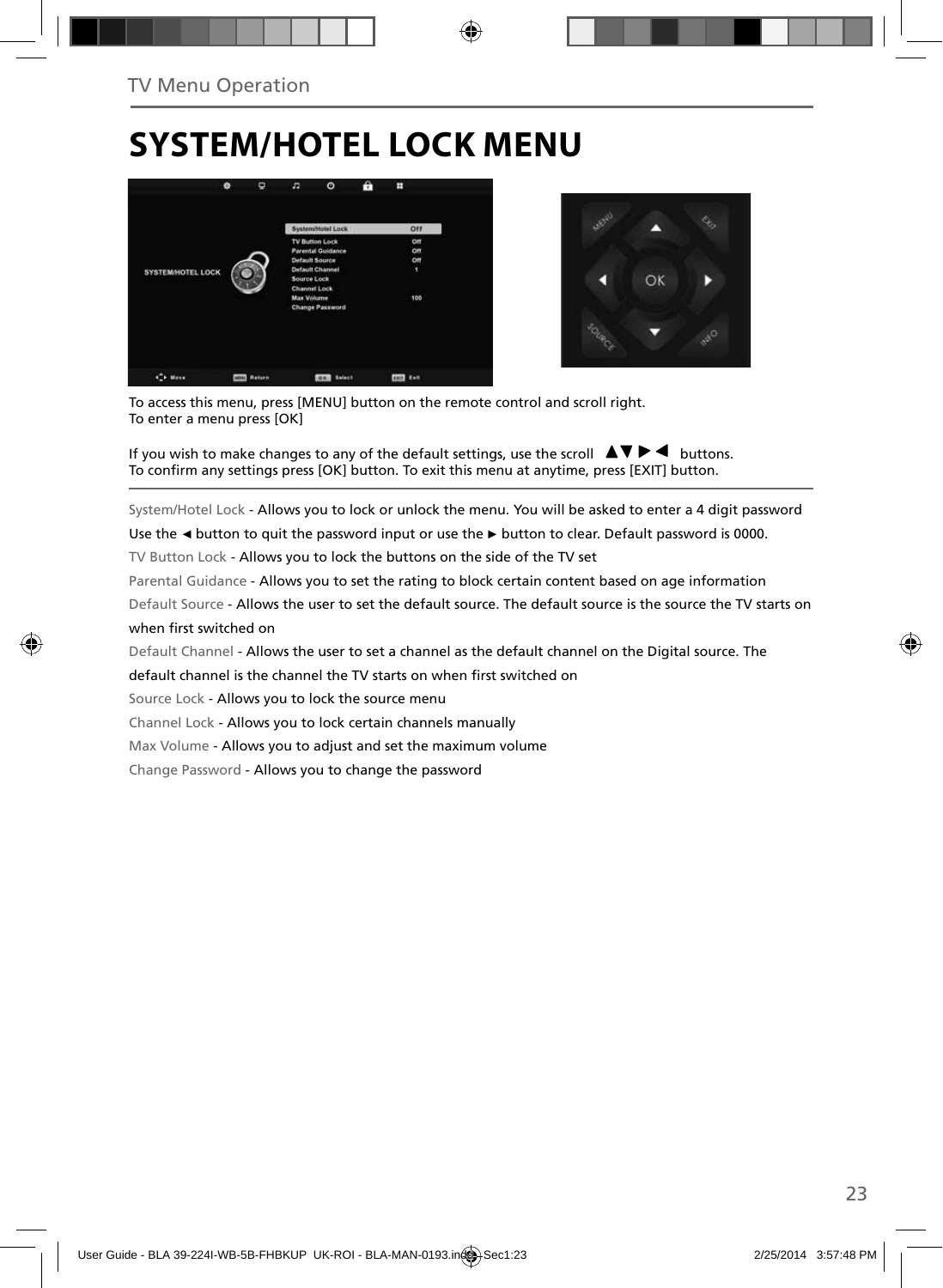# SYSTEM/HOTEL LOCK MENU

To access this menu, press [MENU] button on the remote control and scroll right.
To enter a menu press [OK]

If you wish to make changes to any of the default settings, use the scroll ▲▼ ▶ ◀ buttons.
To confirm any settings press [OK] button. To exit this menu at anytime, press [EXIT] button.

System/Hotel Lock - Allows you to lock or unlock the menu. You will be asked to enter a 4 digit password
Use the ◄ button to quit the password input or use the ► button to clear. Default password is 0000.

TV Button Lock - Allows you to lock the buttons on the side of the TV set

Parental Guidance - Allows you to set the rating to block certain content based on age information

Default Source - Allows the user to set the default source. The default source is the source the TV starts on when first switched on

Default Channel - Allows the user to set a channel as the default channel on the Digital source. The default channel is the channel the TV starts on when first switched on

Source Lock - Allows you to lock the source menu

Channel Lock - Allows you to lock certain channels manually

Max Volume - Allows you to adjust and set the maximum volume

Change Password - Allows you to change the password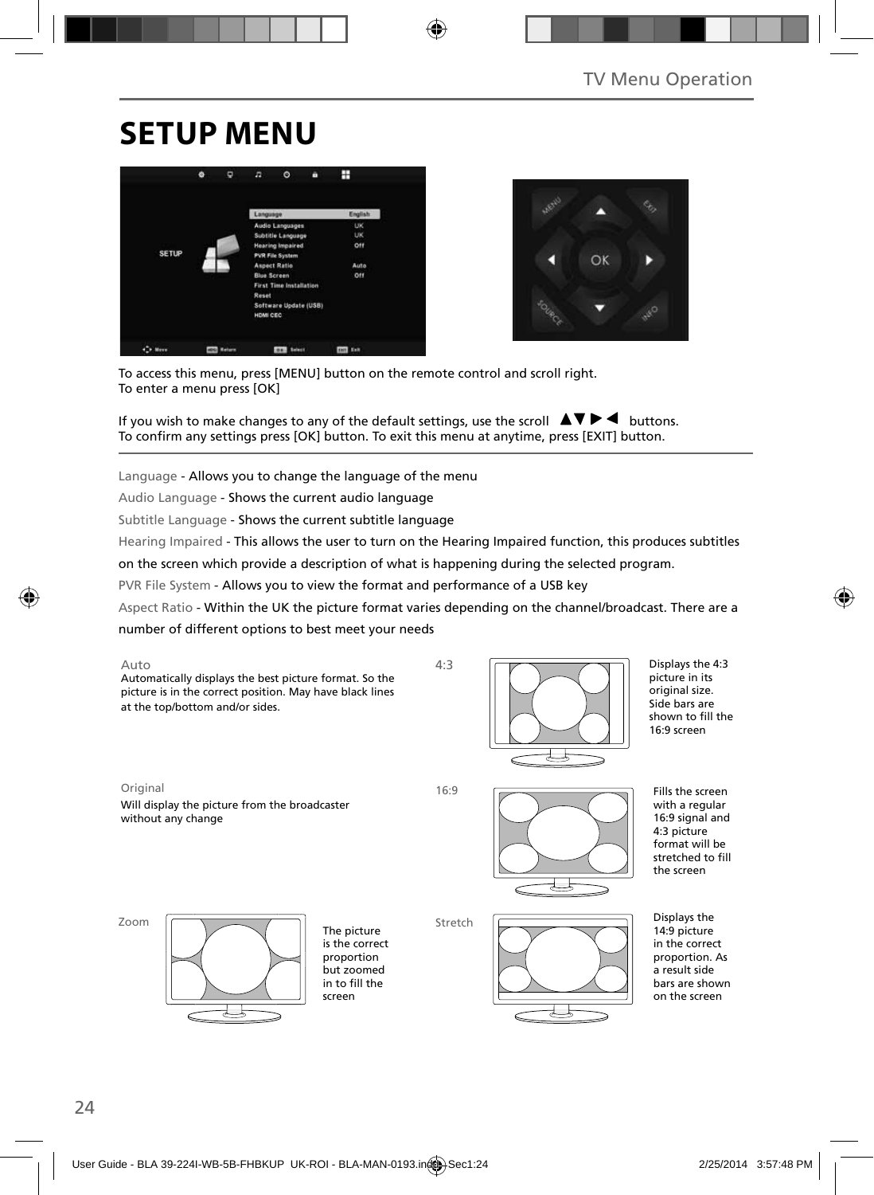# SETUP MENU

To access this menu, press [MENU] button on the remote control and scroll right.
To enter a menu press [OK]

If you wish to make changes to any of the default settings, use the scroll ▲▼▶◀ buttons.
To confirm any settings press [OK] button. To exit this menu at anytime, press [EXIT] button.

Language - Allows you to change the language of the menu

Audio Language - Shows the current audio language

Subtitle Language - Shows the current subtitle language

Hearing Impaired - This allows the user to turn on the Hearing Impaired function, this produces subtitles on the screen which provide a description of what is happening during the selected program.

PVR File System - Allows you to view the format and performance of a USB key

Aspect Ratio - Within the UK the picture format varies depending on the channel/broadcast. There are a number of different options to best meet your needs

**Auto**
Automatically displays the best picture format. So the picture is in the correct position. May have black lines at the top/bottom and/or sides.

**4:3**
Displays the 4:3 picture in its original size. Side bars are shown to fill the 16:9 screen

**Original**
Will display the picture from the broadcaster without any change

**16:9**
Fills the screen with a regular 16:9 signal and 4:3 picture format will be stretched to fill the screen

**Zoom**
The picture is the correct proportion but zoomed in to fill the screen

**Stretch**
Displays the 14:9 picture in the correct proportion. As a result side bars are shown on the screen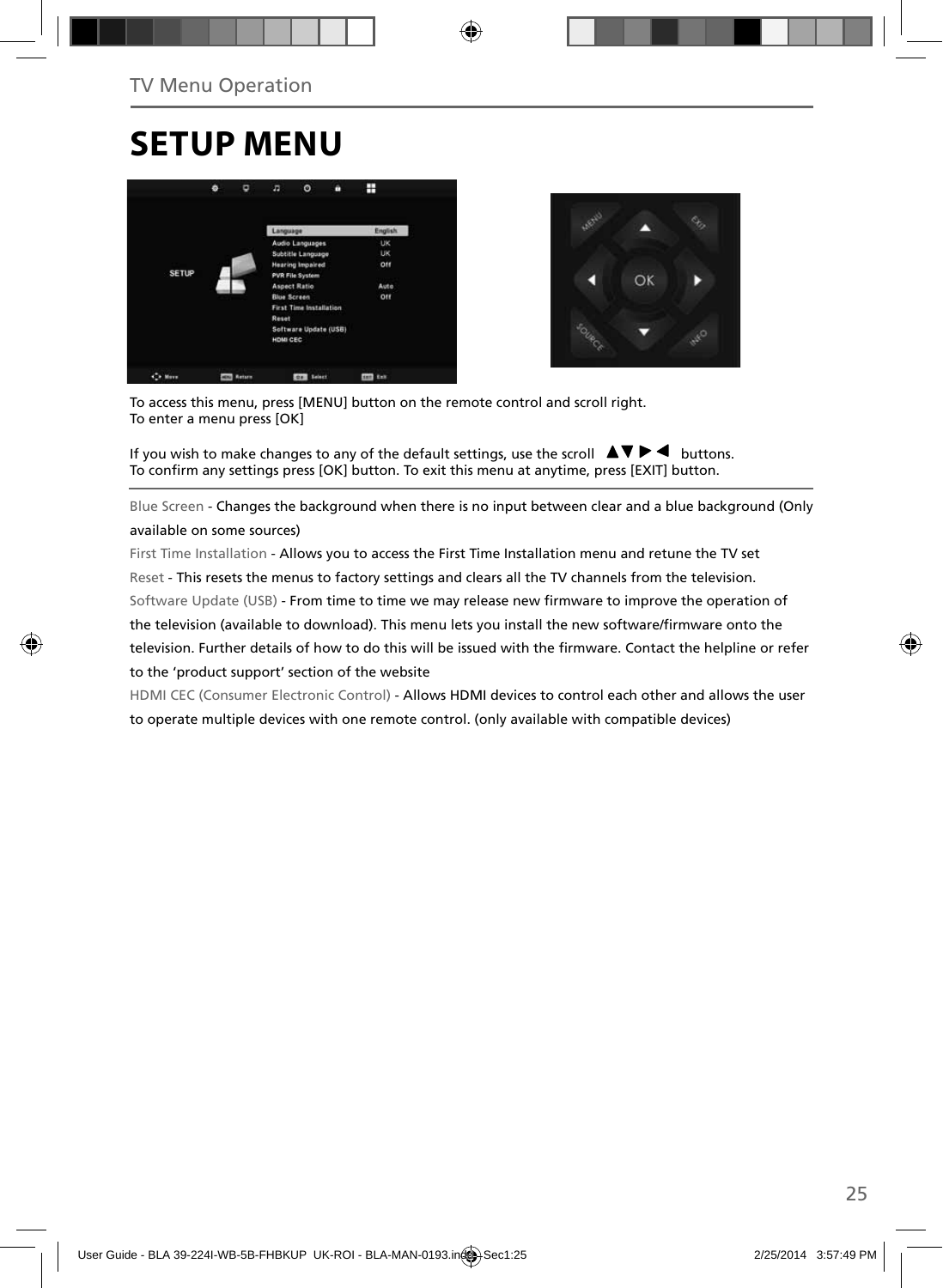# SETUP MENU

To access this menu, press [MENU] button on the remote control and scroll right.
To enter a menu press [OK]

If you wish to make changes to any of the default settings, use the scroll ▲▼▶◀ buttons.
To confirm any settings press [OK] button. To exit this menu at anytime, press [EXIT] button.

Blue Screen - Changes the background when there is no input between clear and a blue background (Only available on some sources)

First Time Installation - Allows you to access the First Time Installation menu and retune the TV set

Reset - This resets the menus to factory settings and clears all the TV channels from the television.

Software Update (USB) - From time to time we may release new firmware to improve the operation of the television (available to download). This menu lets you install the new software/firmware onto the television. Further details of how to do this will be issued with the firmware. Contact the helpline or refer to the 'product support' section of the website

HDMI CEC (Consumer Electronic Control) - Allows HDMI devices to control each other and allows the user to operate multiple devices with one remote control. (only available with compatible devices)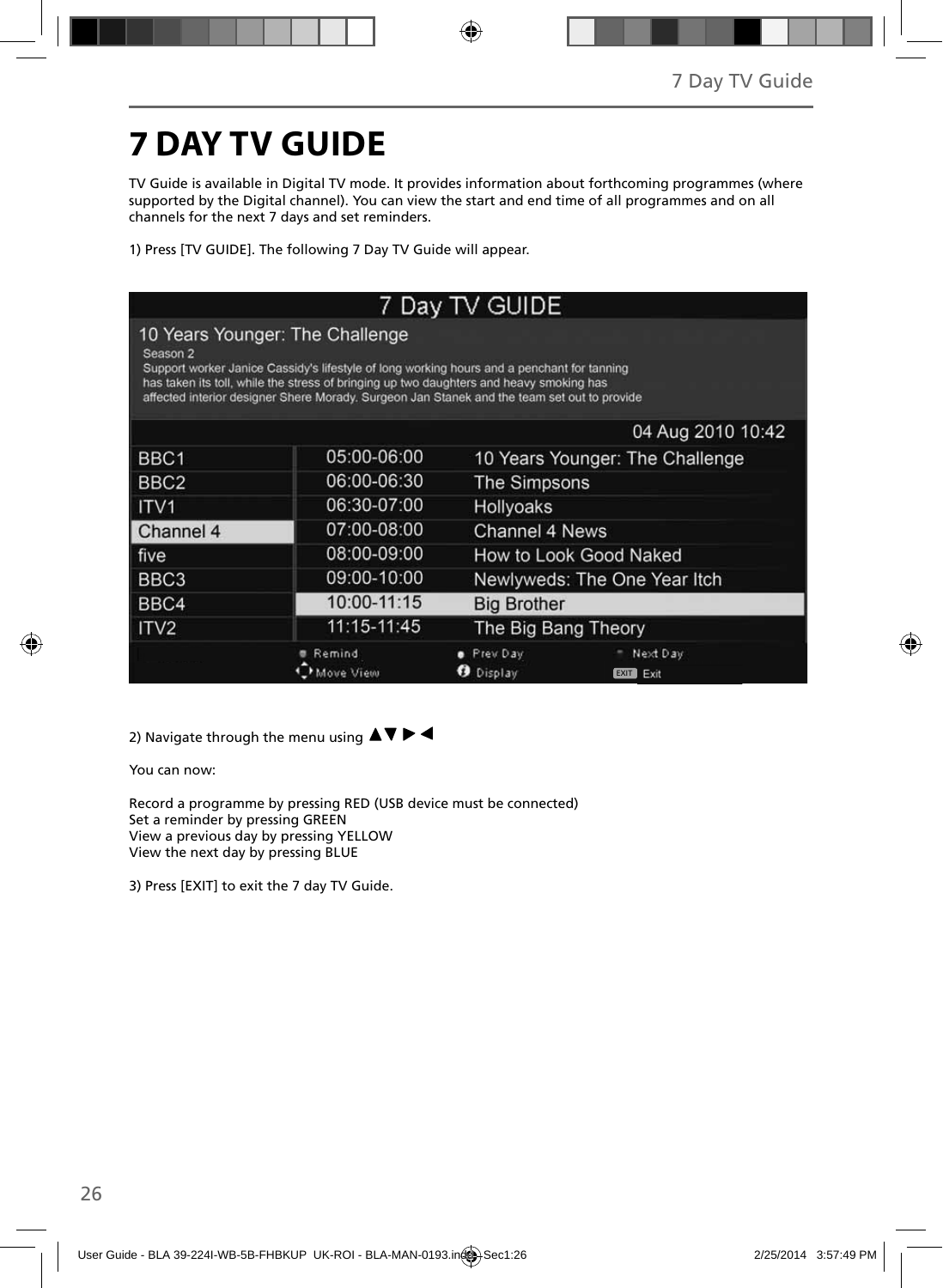# 7 DAY TV GUIDE

TV Guide is available in Digital TV mode. It provides information about forthcoming programmes (where supported by the Digital channel). You can view the start and end time of all programmes and on all channels for the next 7 days and set reminders.

1) Press [TV GUIDE]. The following 7 Day TV Guide will appear.

7 Day TV GUIDE

10 Years Younger: The Challenge

Season 2

Support worker Janice Cassidy's lifestyle of long working hours and a penchant for tanning has taken its toll, while the stress of bringing up two daughters and heavy smoking has affected interior designer Shere Morady. Surgeon Jan Stanek and the team set out to provide

04 Aug 2010 10:42

| Channel | Time | Programme |
|---|---|---|
| BBC1 | 05:00-06:00 | 10 Years Younger: The Challenge |
| BBC2 | 06:00-06:30 | The Simpsons |
| ITV1 | 06:30-07:00 | Hollyoaks |
| Channel 4 | 07:00-08:00 | Channel 4 News |
| five | 08:00-09:00 | How to Look Good Naked |
| BBC3 | 09:00-10:00 | Newlyweds: The One Year Itch |
| BBC4 | 10:00-11:15 | Big Brother |
| ITV2 | 11:15-11:45 | The Big Bang Theory |

Remind · Prev Day · Next Day · Move View · Display · EXIT Exit

2) Navigate through the menu using ▲▼▶◀

You can now:

Record a programme by pressing RED (USB device must be connected)
Set a reminder by pressing GREEN
View a previous day by pressing YELLOW
View the next day by pressing BLUE

3) Press [EXIT] to exit the 7 day TV Guide.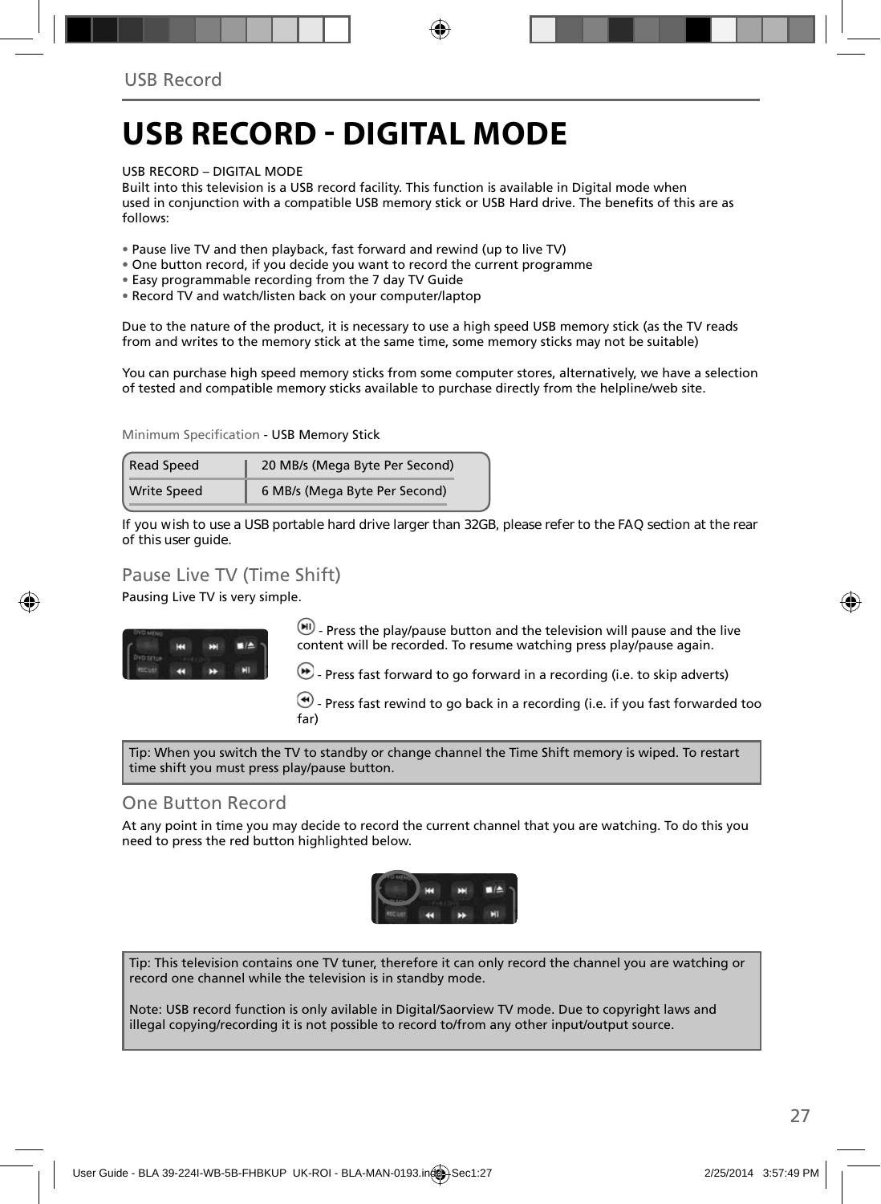# USB RECORD - DIGITAL MODE

USB RECORD – DIGITAL MODE
Built into this television is a USB record facility. This function is available in Digital mode when used in conjunction with a compatible USB memory stick or USB Hard drive. The benefits of this are as follows:

- Pause live TV and then playback, fast forward and rewind (up to live TV)
- One button record, if you decide you want to record the current programme
- Easy programmable recording from the 7 day TV Guide
- Record TV and watch/listen back on your computer/laptop

Due to the nature of the product, it is necessary to use a high speed USB memory stick (as the TV reads from and writes to the memory stick at the same time, some memory sticks may not be suitable)

You can purchase high speed memory sticks from some computer stores, alternatively, we have a selection of tested and compatible memory sticks available to purchase directly from the helpline/web site.

Minimum Specification - USB Memory Stick

| Read Speed | 20 MB/s (Mega Byte Per Second) |
|---|---|
| Write Speed | 6 MB/s (Mega Byte Per Second) |

If you wish to use a USB portable hard drive larger than 32GB, please refer to the FAQ section at the rear of this user guide.

## Pause Live TV (Time Shift)

Pausing Live TV is very simple.

- Press the play/pause button and the television will pause and the live content will be recorded. To resume watching press play/pause again.

- Press fast forward to go forward in a recording (i.e. to skip adverts)

- Press fast rewind to go back in a recording (i.e. if you fast forwarded too far)

Tip: When you switch the TV to standby or change channel the Time Shift memory is wiped. To restart time shift you must press play/pause button.

## One Button Record

At any point in time you may decide to record the current channel that you are watching. To do this you need to press the red button highlighted below.

Tip: This television contains one TV tuner, therefore it can only record the channel you are watching or record one channel while the television is in standby mode.

Note: USB record function is only avilable in Digital/Saorview TV mode. Due to copyright laws and illegal copying/recording it is not possible to record to/from any other input/output source.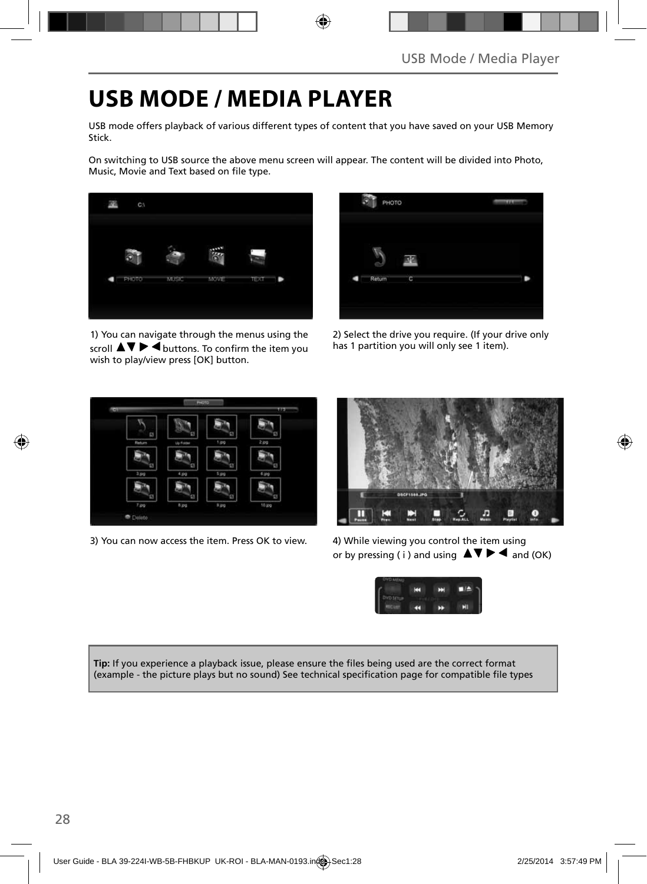# USB MODE / MEDIA PLAYER

USB mode offers playback of various different types of content that you have saved on your USB Memory Stick.

On switching to USB source the above menu screen will appear. The content will be divided into Photo, Music, Movie and Text based on file type.

1) You can navigate through the menus using the scroll ▲▼ ▶ ◀ buttons. To confirm the item you wish to play/view press [OK] button.

2) Select the drive you require. (If your drive only has 1 partition you will only see 1 item).

3) You can now access the item. Press OK to view.

4) While viewing you control the item using or by pressing ( i ) and using ▲▼ ▶ ◀ and (OK)

**Tip:** If you experience a playback issue, please ensure the files being used are the correct format (example - the picture plays but no sound) See technical specification page for compatible file types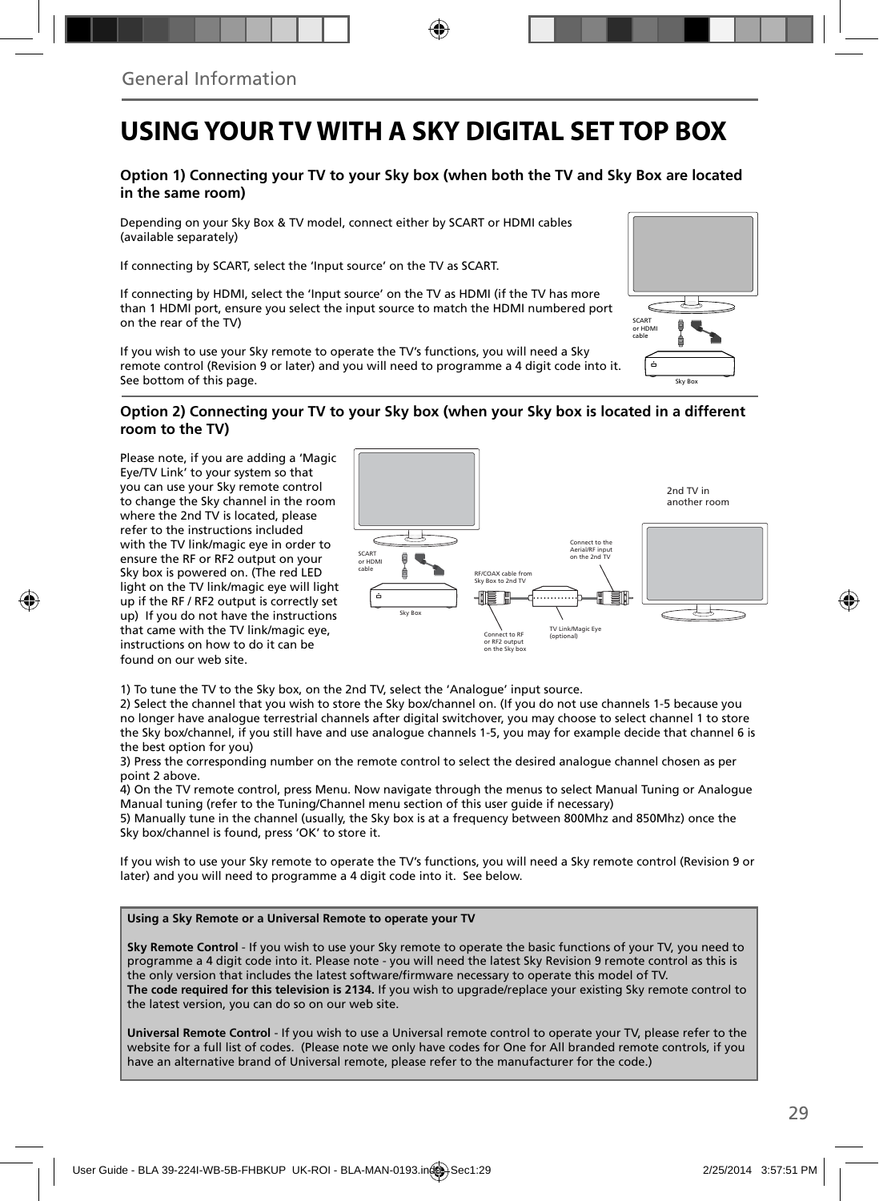General Information

# USING YOUR TV WITH A SKY DIGITAL SET TOP BOX

### Option 1) Connecting your TV to your Sky box (when both the TV and Sky Box are located in the same room)

Depending on your Sky Box & TV model, connect either by SCART or HDMI cables (available separately)

If connecting by SCART, select the 'Input source' on the TV as SCART.

If connecting by HDMI, select the 'Input source' on the TV as HDMI (if the TV has more than 1 HDMI port, ensure you select the input source to match the HDMI numbered port on the rear of the TV)

If you wish to use your Sky remote to operate the TV's functions, you will need a Sky remote control (Revision 9 or later) and you will need to programme a 4 digit code into it. See bottom of this page.

SCART or HDMI cable

Sky Box

### Option 2) Connecting your TV to your Sky box (when your Sky box is located in a different room to the TV)

Please note, if you are adding a 'Magic Eye/TV Link' to your system so that you can use your Sky remote control to change the Sky channel in the room where the 2nd TV is located, please refer to the instructions included with the TV link/magic eye in order to ensure the RF or RF2 output on your Sky box is powered on. (The red LED light on the TV link/magic eye will light up if the RF / RF2 output is correctly set up) If you do not have the instructions that came with the TV link/magic eye, instructions on how to do it can be found on our web site.

SCART or HDMI cable

Sky Box

RF/COAX cable from Sky Box to 2nd TV

Connect to RF or RF2 output on the Sky box

TV Link/Magic Eye (optional)

Connect to the Aerial/RF input on the 2nd TV

2nd TV in another room

1) To tune the TV to the Sky box, on the 2nd TV, select the 'Analogue' input source.
2) Select the channel that you wish to store the Sky box/channel on. (If you do not use channels 1-5 because you no longer have analogue terrestrial channels after digital switchover, you may choose to select channel 1 to store the Sky box/channel, if you still have and use analogue channels 1-5, you may for example decide that channel 6 is the best option for you)
3) Press the corresponding number on the remote control to select the desired analogue channel chosen as per point 2 above.
4) On the TV remote control, press Menu. Now navigate through the menus to select Manual Tuning or Analogue Manual tuning (refer to the Tuning/Channel menu section of this user guide if necessary)
5) Manually tune in the channel (usually, the Sky box is at a frequency between 800Mhz and 850Mhz) once the Sky box/channel is found, press 'OK' to store it.

If you wish to use your Sky remote to operate the TV's functions, you will need a Sky remote control (Revision 9 or later) and you will need to programme a 4 digit code into it. See below.

**Using a Sky Remote or a Universal Remote to operate your TV**

**Sky Remote Control** - If you wish to use your Sky remote to operate the basic functions of your TV, you need to programme a 4 digit code into it. Please note - you will need the latest Sky Revision 9 remote control as this is the only version that includes the latest software/firmware necessary to operate this model of TV.
**The code required for this television is 2134.** If you wish to upgrade/replace your existing Sky remote control to the latest version, you can do so on our web site.

**Universal Remote Control** - If you wish to use a Universal remote control to operate your TV, please refer to the website for a full list of codes. (Please note we only have codes for One for All branded remote controls, if you have an alternative brand of Universal remote, please refer to the manufacturer for the code.)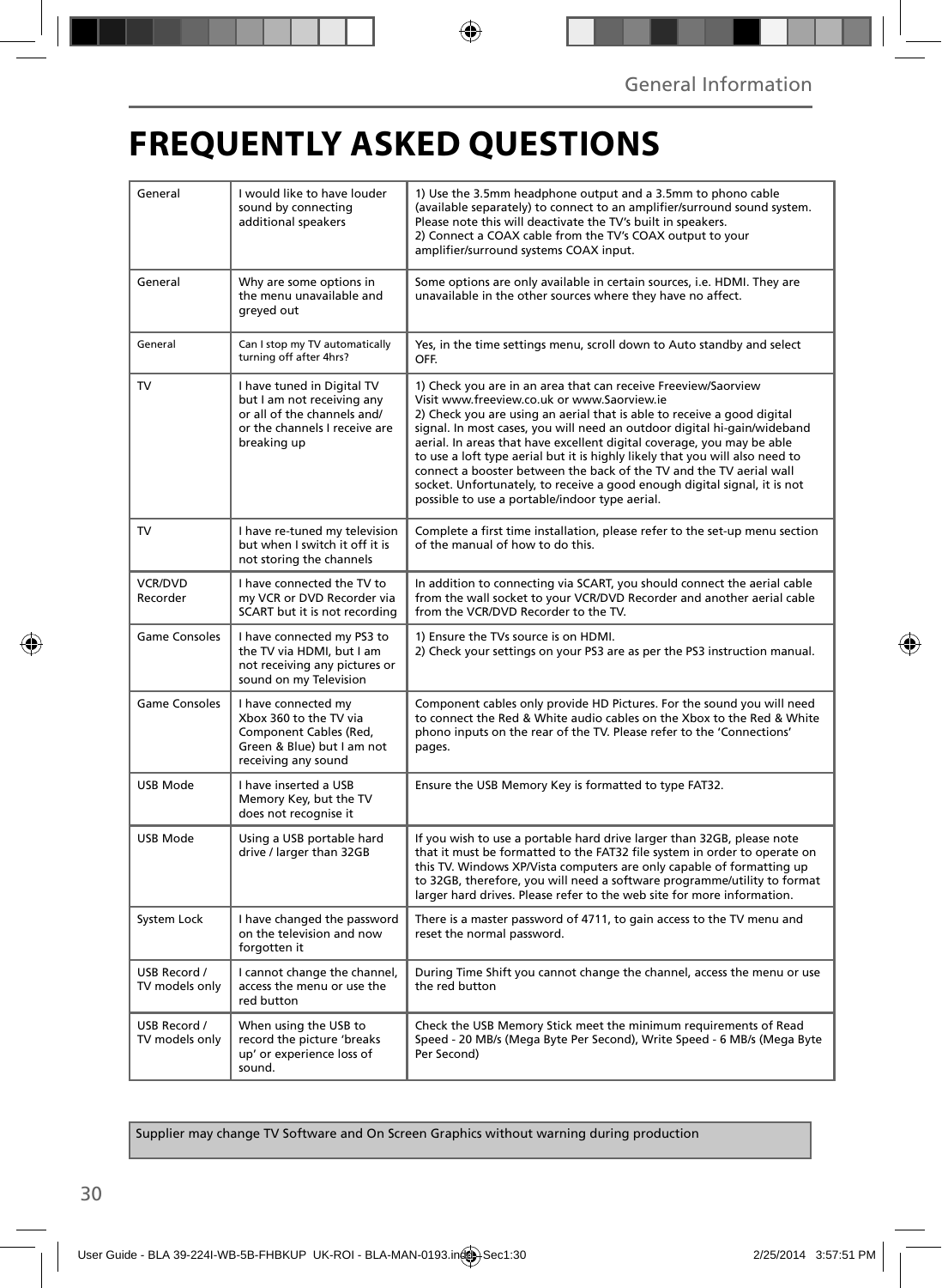# FREQUENTLY ASKED QUESTIONS

| | | |
|---|---|---|
| General | I would like to have louder sound by connecting additional speakers | 1) Use the 3.5mm headphone output and a 3.5mm to phono cable (available separately) to connect to an amplifier/surround sound system. Please note this will deactivate the TV's built in speakers.<br>2) Connect a COAX cable from the TV's COAX output to your amplifier/surround systems COAX input. |
| General | Why are some options in the menu unavailable and greyed out | Some options are only available in certain sources, i.e. HDMI. They are unavailable in the other sources where they have no affect. |
| General | Can I stop my TV automatically turning off after 4hrs? | Yes, in the time settings menu, scroll down to Auto standby and select OFF. |
| TV | I have tuned in Digital TV but I am not receiving any or all of the channels and/ or the channels I receive are breaking up | 1) Check you are in an area that can receive Freeview/Saorview Visit www.freeview.co.uk or www.Saorview.ie<br>2) Check you are using an aerial that is able to receive a good digital signal. In most cases, you will need an outdoor digital hi-gain/wideband aerial. In areas that have excellent digital coverage, you may be able to use a loft type aerial but it is highly likely that you will also need to connect a booster between the back of the TV and the TV aerial wall socket. Unfortunately, to receive a good enough digital signal, it is not possible to use a portable/indoor type aerial. |
| TV | I have re-tuned my television but when I switch it off it is not storing the channels | Complete a first time installation, please refer to the set-up menu section of the manual of how to do this. |
| VCR/DVD Recorder | I have connected the TV to my VCR or DVD Recorder via SCART but it is not recording | In addition to connecting via SCART, you should connect the aerial cable from the wall socket to your VCR/DVD Recorder and another aerial cable from the VCR/DVD Recorder to the TV. |
| Game Consoles | I have connected my PS3 to the TV via HDMI, but I am not receiving any pictures or sound on my Television | 1) Ensure the TVs source is on HDMI.<br>2) Check your settings on your PS3 are as per the PS3 instruction manual. |
| Game Consoles | I have connected my Xbox 360 to the TV via Component Cables (Red, Green & Blue) but I am not receiving any sound | Component cables only provide HD Pictures. For the sound you will need to connect the Red & White audio cables on the Xbox to the Red & White phono inputs on the rear of the TV. Please refer to the 'Connections' pages. |
| USB Mode | I have inserted a USB Memory Key, but the TV does not recognise it | Ensure the USB Memory Key is formatted to type FAT32. |
| USB Mode | Using a USB portable hard drive / larger than 32GB | If you wish to use a portable hard drive larger than 32GB, please note that it must be formatted to the FAT32 file system in order to operate on this TV. Windows XP/Vista computers are only capable of formatting up to 32GB, therefore, you will need a software programme/utility to format larger hard drives. Please refer to the web site for more information. |
| System Lock | I have changed the password on the television and now forgotten it | There is a master password of 4711, to gain access to the TV menu and reset the normal password. |
| USB Record / TV models only | I cannot change the channel, access the menu or use the red button | During Time Shift you cannot change the channel, access the menu or use the red button |
| USB Record / TV models only | When using the USB to record the picture 'breaks up' or experience loss of sound. | Check the USB Memory Stick meet the minimum requirements of Read Speed - 20 MB/s (Mega Byte Per Second), Write Speed - 6 MB/s (Mega Byte Per Second) |

Supplier may change TV Software and On Screen Graphics without warning during production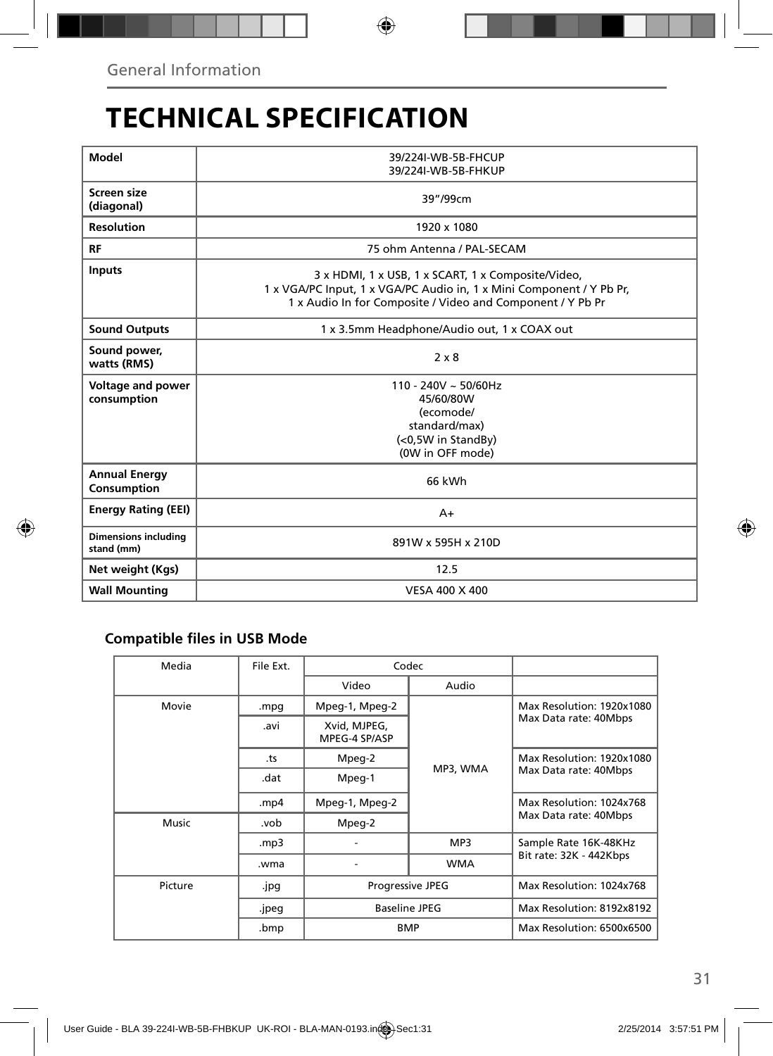## General Information

# TECHNICAL SPECIFICATION

| Model | 39/224I-WB-5B-FHCUP<br>39/224I-WB-5B-FHKUP |
|---|---|
| Screen size (diagonal) | 39"/99cm |
| Resolution | 1920 x 1080 |
| RF | 75 ohm Antenna / PAL-SECAM |
| Inputs | 3 x HDMI, 1 x USB, 1 x SCART, 1 x Composite/Video,<br>1 x VGA/PC Input, 1 x VGA/PC Audio in, 1 x Mini Component / Y Pb Pr,<br>1 x Audio In for Composite / Video and Component / Y Pb Pr |
| Sound Outputs | 1 x 3.5mm Headphone/Audio out, 1 x COAX out |
| Sound power, watts (RMS) | 2 x 8 |
| Voltage and power consumption | 110 - 240V ~ 50/60Hz<br>45/60/80W<br>(ecomode/<br>standard/max)<br>(<0,5W in StandBy)<br>(0W in OFF mode) |
| Annual Energy Consumption | 66 kWh |
| Energy Rating (EEI) | A+ |
| Dimensions including stand (mm) | 891W x 595H x 210D |
| Net weight (Kgs) | 12.5 |
| Wall Mounting | VESA 400 X 400 |

### Compatible files in USB Mode

| Media | File Ext. | Codec | | |
|---|---|---|---|---|
| | | Video | Audio | |
| Movie | .mpg | Mpeg-1, Mpeg-2 | MP3, WMA | Max Resolution: 1920x1080<br>Max Data rate: 40Mbps |
| | .avi | Xvid, MJPEG, MPEG-4 SP/ASP | | |
| | .ts | Mpeg-2 | | Max Resolution: 1920x1080<br>Max Data rate: 40Mbps |
| | .dat | Mpeg-1 | | |
| | .mp4 | Mpeg-1, Mpeg-2 | | Max Resolution: 1024x768<br>Max Data rate: 40Mbps |
| Music | .vob | Mpeg-2 | | |
| | .mp3 | - | MP3 | Sample Rate 16K-48KHz<br>Bit rate: 32K - 442Kbps |
| | .wma | - | WMA | |
| Picture | .jpg | Progressive JPEG | | Max Resolution: 1024x768 |
| | .jpeg | Baseline JPEG | | Max Resolution: 8192x8192 |
| | .bmp | BMP | | Max Resolution: 6500x6500 |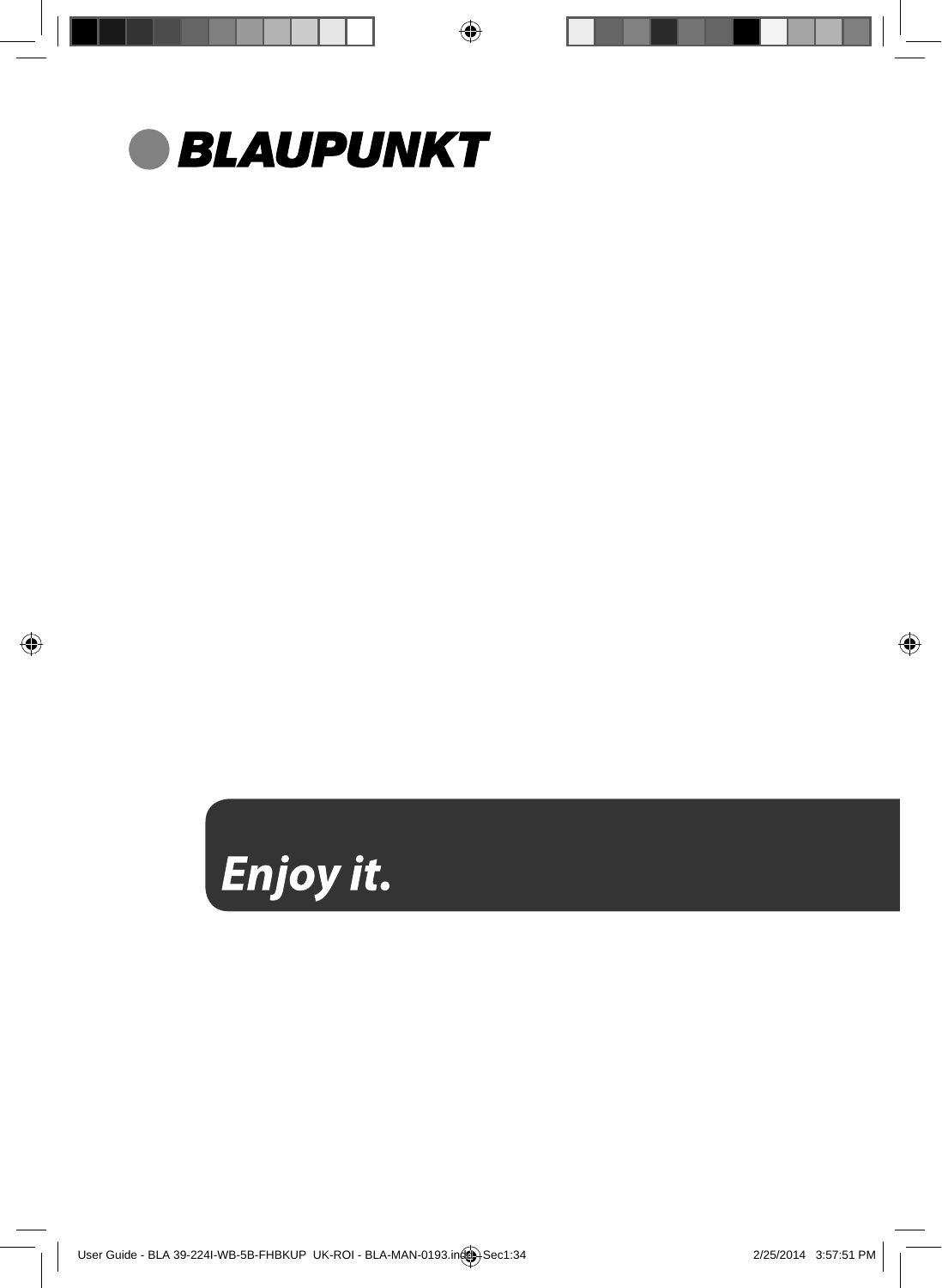BLAUPUNKT

Enjoy it.